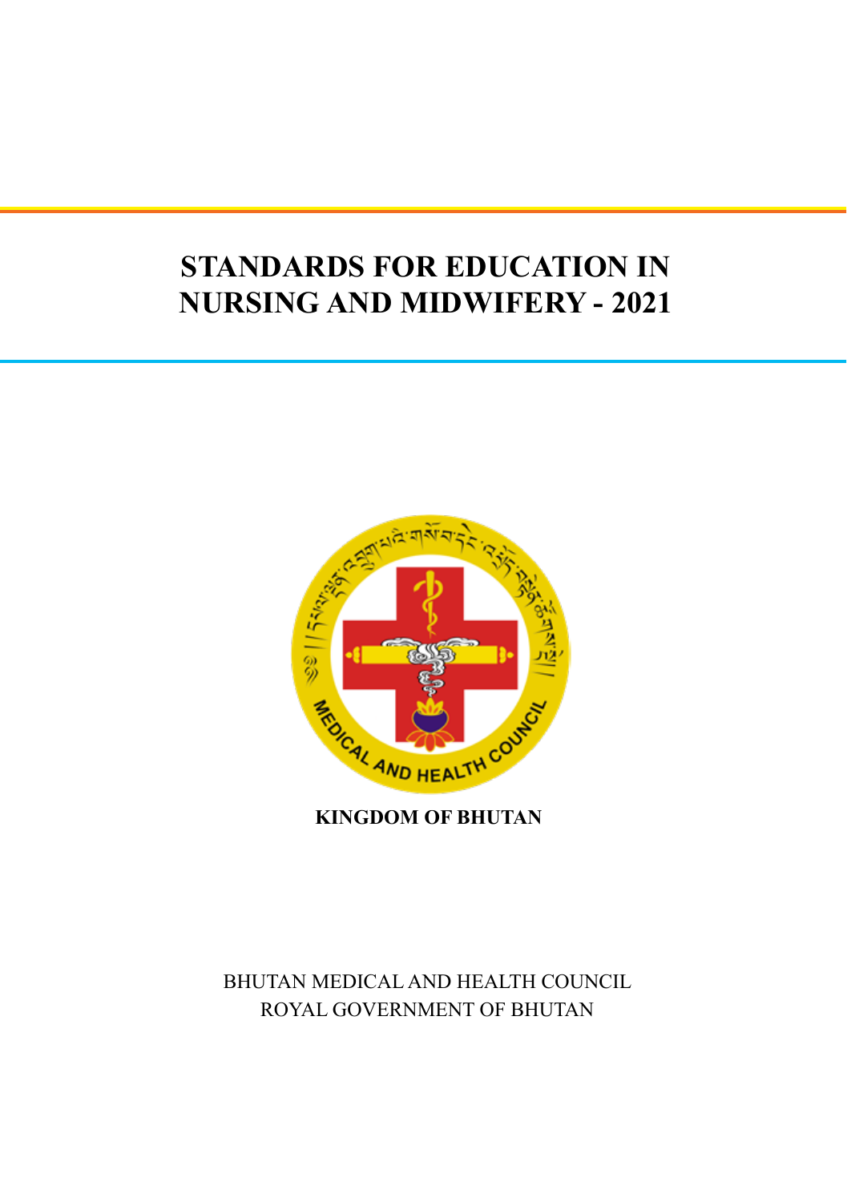# STANDARDS FOR EDUCATION IN NURSING AND MIDWIFERY - 2021

**KINGDOM OF BHUTAN**

BHUTAN MEDICAL AND HEALTH COUNCIL
ROYAL GOVERNMENT OF BHUTAN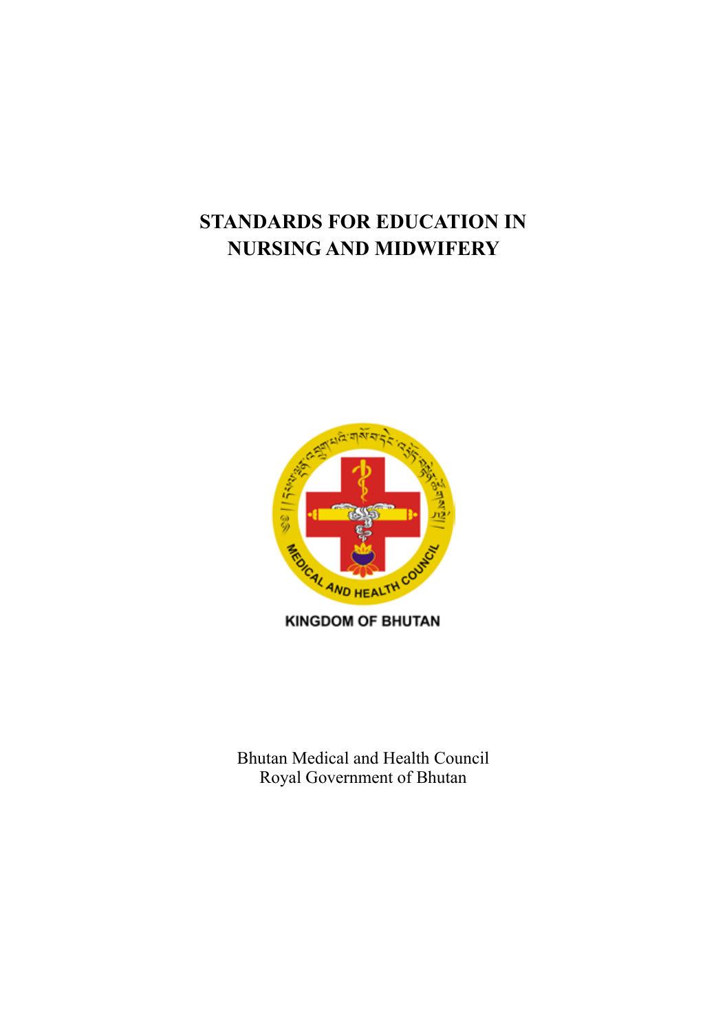# STANDARDS FOR EDUCATION IN NURSING AND MIDWIFERY

KINGDOM OF BHUTAN

Bhutan Medical and Health Council
Royal Government of Bhutan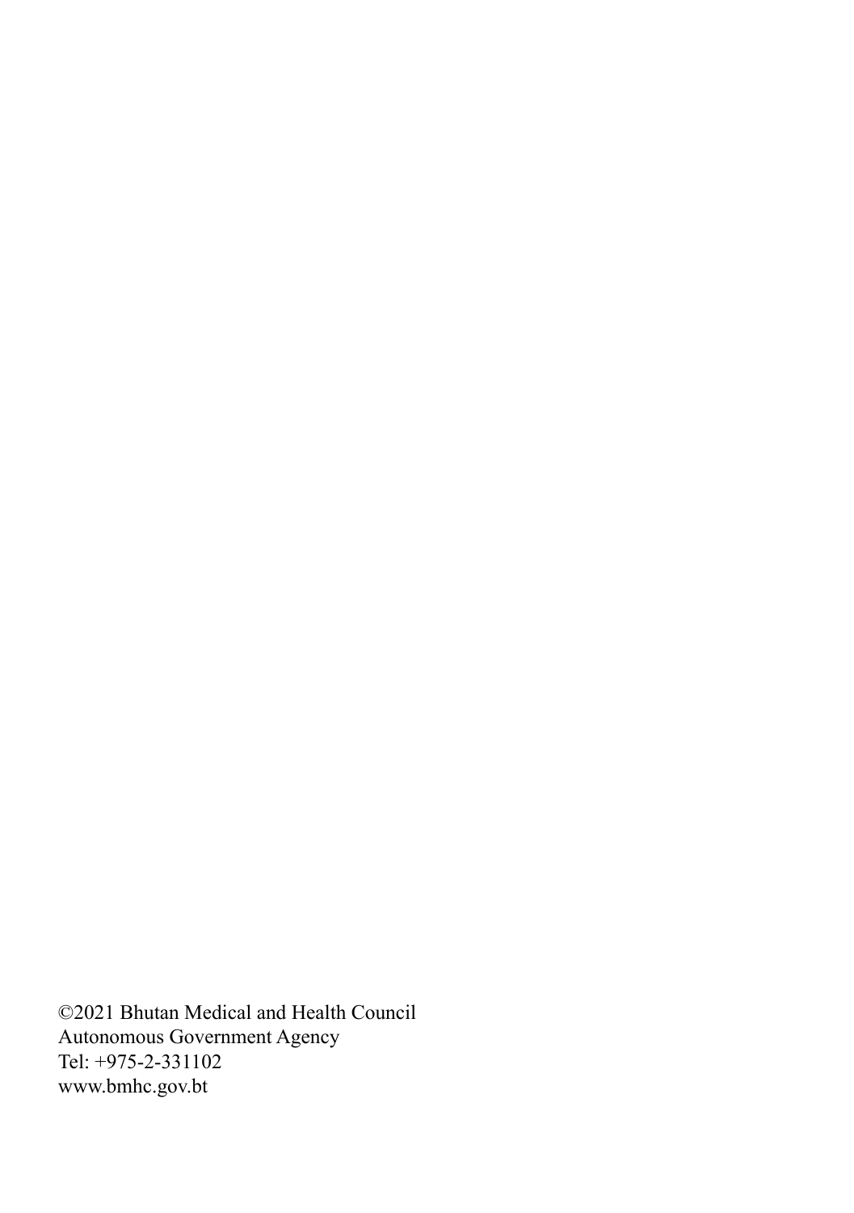©2021 Bhutan Medical and Health Council
Autonomous Government Agency
Tel: +975-2-331102
www.bmhc.gov.bt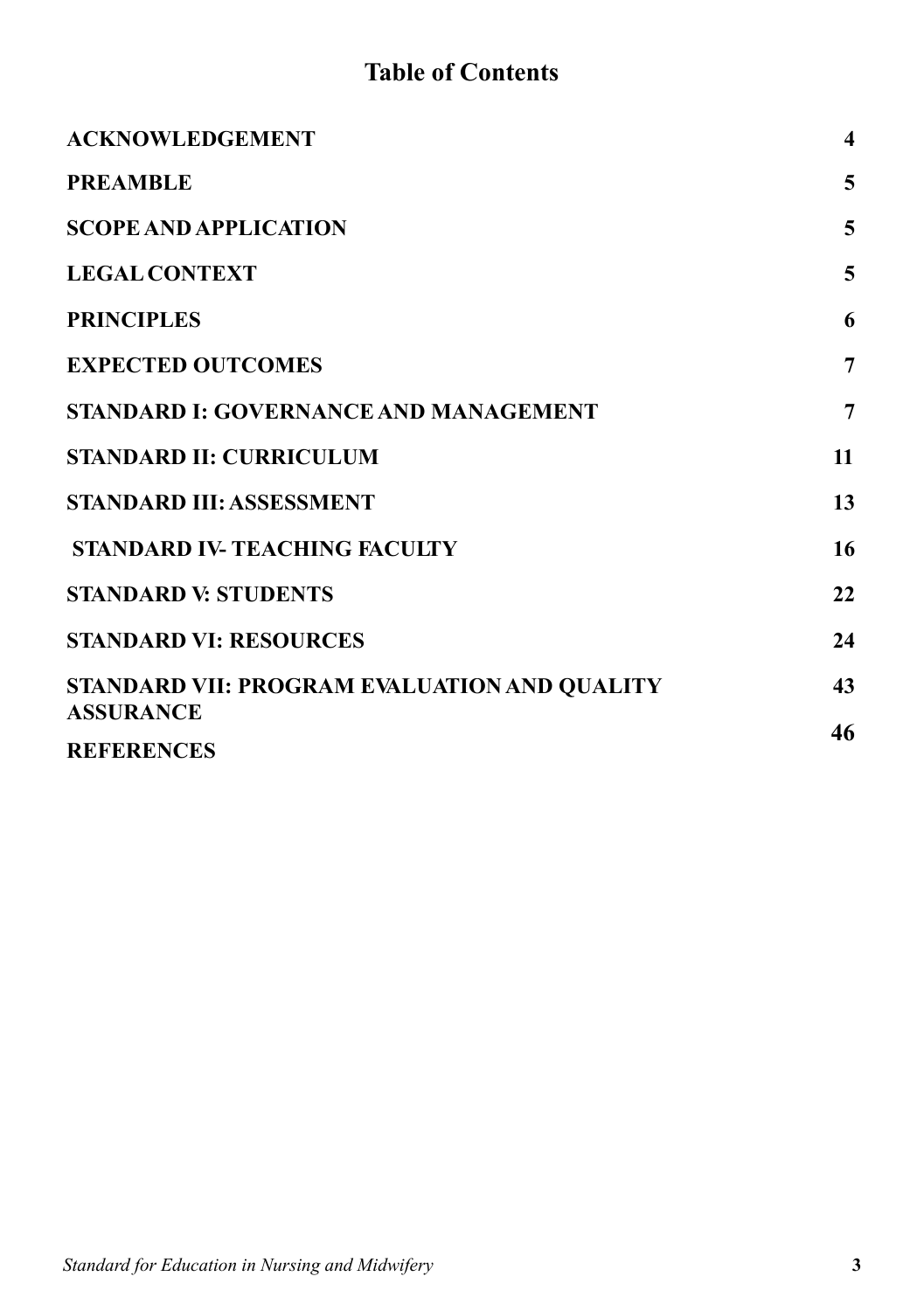# Table of Contents

| | |
|---|---|
| **ACKNOWLEDGEMENT** | **4** |
| **PREAMBLE** | **5** |
| **SCOPE AND APPLICATION** | **5** |
| **LEGAL CONTEXT** | **5** |
| **PRINCIPLES** | **6** |
| **EXPECTED OUTCOMES** | **7** |
| **STANDARD I: GOVERNANCE AND MANAGEMENT** | **7** |
| **STANDARD II: CURRICULUM** | **11** |
| **STANDARD III: ASSESSMENT** | **13** |
| **STANDARD IV- TEACHING FACULTY** | **16** |
| **STANDARD V: STUDENTS** | **22** |
| **STANDARD VI: RESOURCES** | **24** |
| **STANDARD VII: PROGRAM EVALUATION AND QUALITY ASSURANCE** | **43** |
| **REFERENCES** | **46** |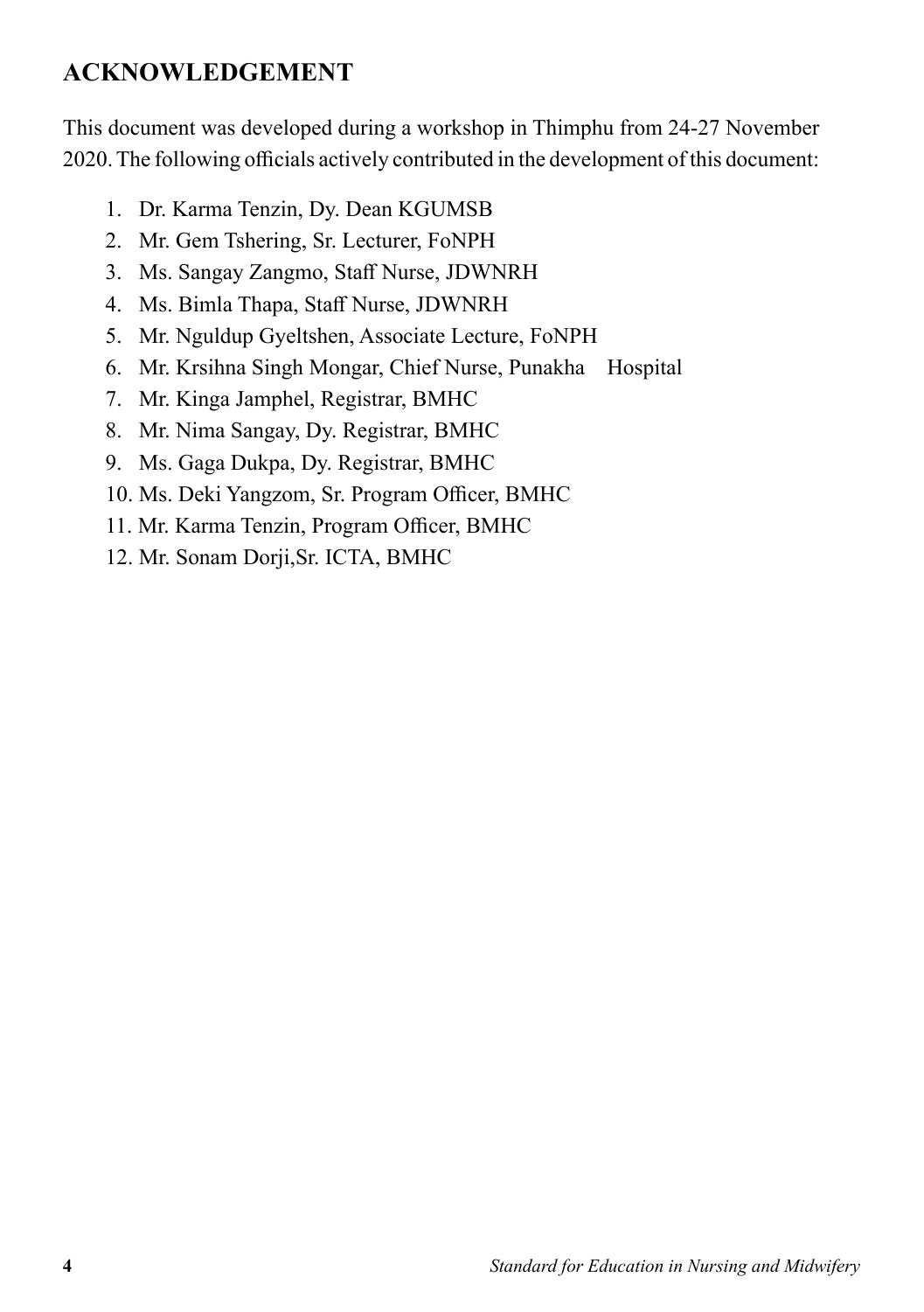## ACKNOWLEDGEMENT

This document was developed during a workshop in Thimphu from 24-27 November 2020. The following officials actively contributed in the development of this document:

1. Dr. Karma Tenzin, Dy. Dean KGUMSB
2. Mr. Gem Tshering, Sr. Lecturer, FoNPH
3. Ms. Sangay Zangmo, Staff Nurse, JDWNRH
4. Ms. Bimla Thapa, Staff Nurse, JDWNRH
5. Mr. Nguldup Gyeltshen, Associate Lecture, FoNPH
6. Mr. Krsihna Singh Mongar, Chief Nurse, Punakha Hospital
7. Mr. Kinga Jamphel, Registrar, BMHC
8. Mr. Nima Sangay, Dy. Registrar, BMHC
9. Ms. Gaga Dukpa, Dy. Registrar, BMHC
10. Ms. Deki Yangzom, Sr. Program Officer, BMHC
11. Mr. Karma Tenzin, Program Officer, BMHC
12. Mr. Sonam Dorji,Sr. ICTA, BMHC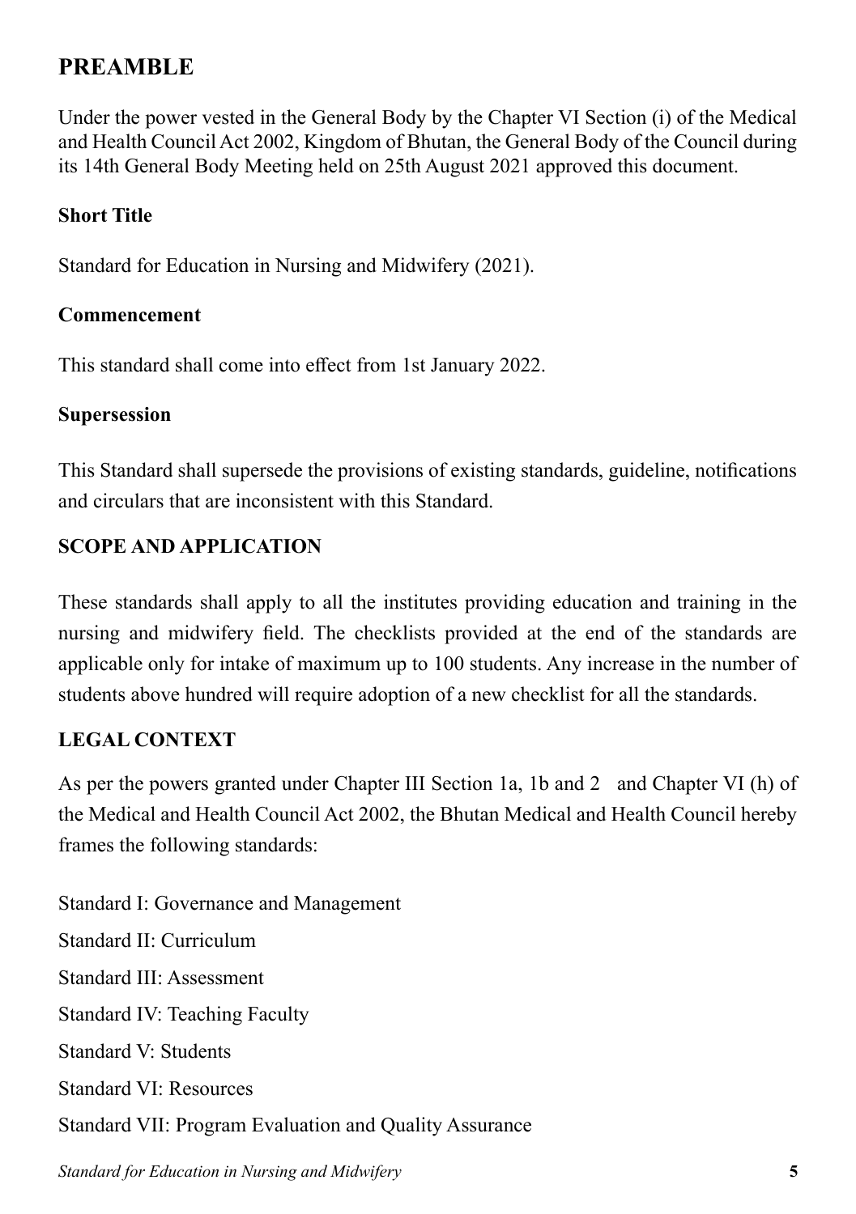## PREAMBLE

Under the power vested in the General Body by the Chapter VI Section (i) of the Medical and Health Council Act 2002, Kingdom of Bhutan, the General Body of the Council during its 14th General Body Meeting held on 25th August 2021 approved this document.

### Short Title

Standard for Education in Nursing and Midwifery (2021).

### Commencement

This standard shall come into effect from 1st January 2022.

### Supersession

This Standard shall supersede the provisions of existing standards, guideline, notifications and circulars that are inconsistent with this Standard.

### SCOPE AND APPLICATION

These standards shall apply to all the institutes providing education and training in the nursing and midwifery field. The checklists provided at the end of the standards are applicable only for intake of maximum up to 100 students. Any increase in the number of students above hundred will require adoption of a new checklist for all the standards.

### LEGAL CONTEXT

As per the powers granted under Chapter III Section 1a, 1b and 2 and Chapter VI (h) of the Medical and Health Council Act 2002, the Bhutan Medical and Health Council hereby frames the following standards:

Standard I: Governance and Management

Standard II: Curriculum

Standard III: Assessment

Standard IV: Teaching Faculty

Standard V: Students

Standard VI: Resources

Standard VII: Program Evaluation and Quality Assurance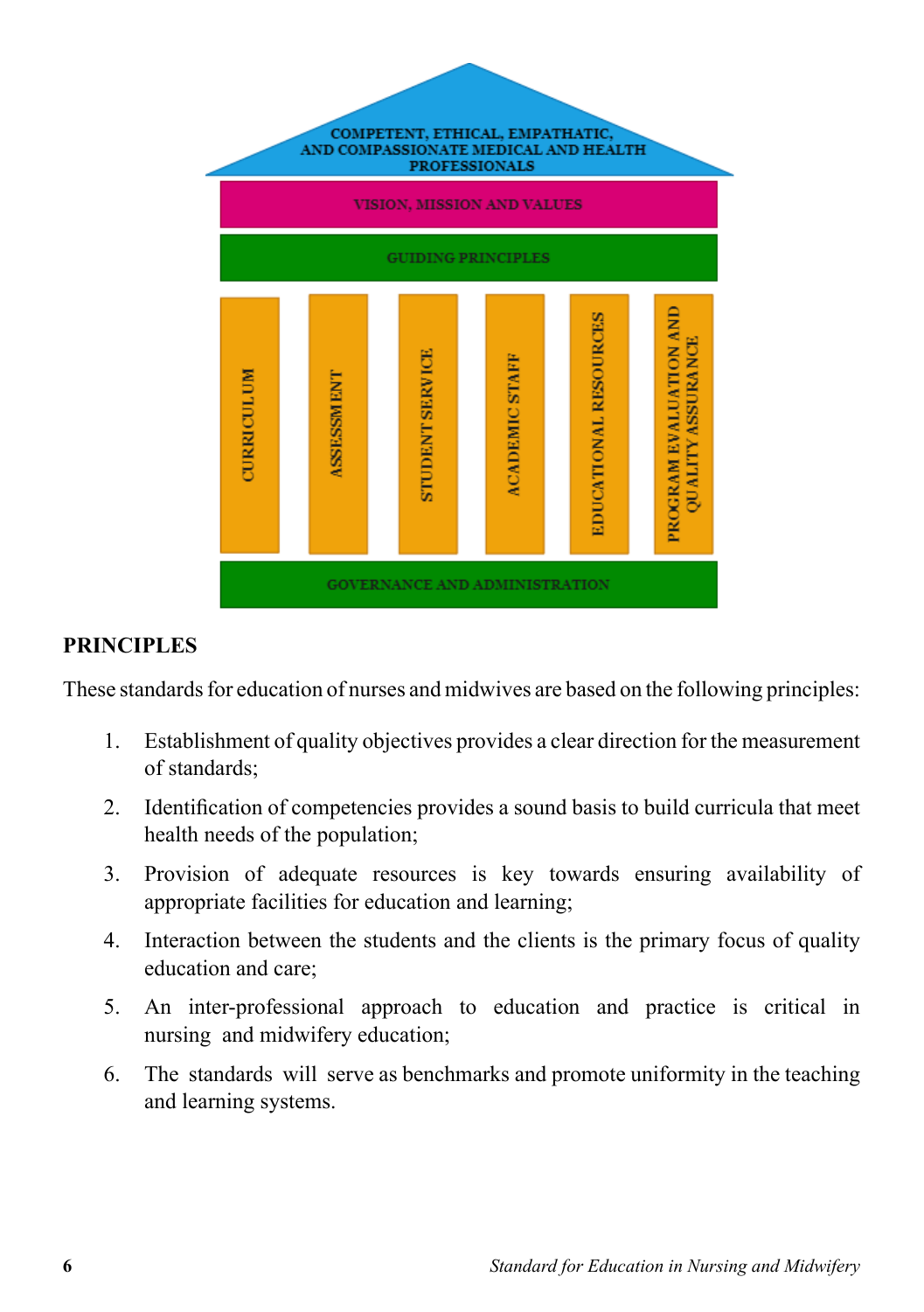COMPETENT, ETHICAL, EMPATHATIC, AND COMPASSIONATE MEDICAL AND HEALTH PROFESSIONALS

VISION, MISSION AND VALUES

GUIDING PRINCIPLES

CURRICULUM | ASSESSMENT | STUDENT SERVICE | ACADEMIC STAFF | EDUCATIONAL RESOURCES | PROGRAM EVALUATION AND QUALITY ASSURANCE

GOVERNANCE AND ADMINISTRATION

## PRINCIPLES

These standards for education of nurses and midwives are based on the following principles:

1. Establishment of quality objectives provides a clear direction for the measurement of standards;
2. Identification of competencies provides a sound basis to build curricula that meet health needs of the population;
3. Provision of adequate resources is key towards ensuring availability of appropriate facilities for education and learning;
4. Interaction between the students and the clients is the primary focus of quality education and care;
5. An inter-professional approach to education and practice is critical in nursing and midwifery education;
6. The standards will serve as benchmarks and promote uniformity in the teaching and learning systems.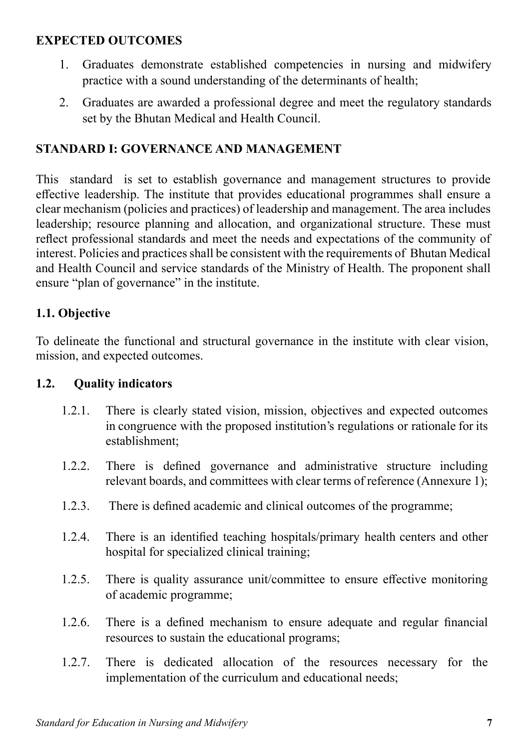**EXPECTED OUTCOMES**

1. Graduates demonstrate established competencies in nursing and midwifery practice with a sound understanding of the determinants of health;
2. Graduates are awarded a professional degree and meet the regulatory standards set by the Bhutan Medical and Health Council.

## STANDARD I: GOVERNANCE AND MANAGEMENT

This standard is set to establish governance and management structures to provide effective leadership. The institute that provides educational programmes shall ensure a clear mechanism (policies and practices) of leadership and management. The area includes leadership; resource planning and allocation, and organizational structure. These must reflect professional standards and meet the needs and expectations of the community of interest. Policies and practices shall be consistent with the requirements of Bhutan Medical and Health Council and service standards of the Ministry of Health. The proponent shall ensure "plan of governance" in the institute.

### 1.1. Objective

To delineate the functional and structural governance in the institute with clear vision, mission, and expected outcomes.

### 1.2. Quality indicators

1.2.1. There is clearly stated vision, mission, objectives and expected outcomes in congruence with the proposed institution's regulations or rationale for its establishment;

1.2.2. There is defined governance and administrative structure including relevant boards, and committees with clear terms of reference (Annexure 1);

1.2.3. There is defined academic and clinical outcomes of the programme;

1.2.4. There is an identified teaching hospitals/primary health centers and other hospital for specialized clinical training;

1.2.5. There is quality assurance unit/committee to ensure effective monitoring of academic programme;

1.2.6. There is a defined mechanism to ensure adequate and regular financial resources to sustain the educational programs;

1.2.7. There is dedicated allocation of the resources necessary for the implementation of the curriculum and educational needs;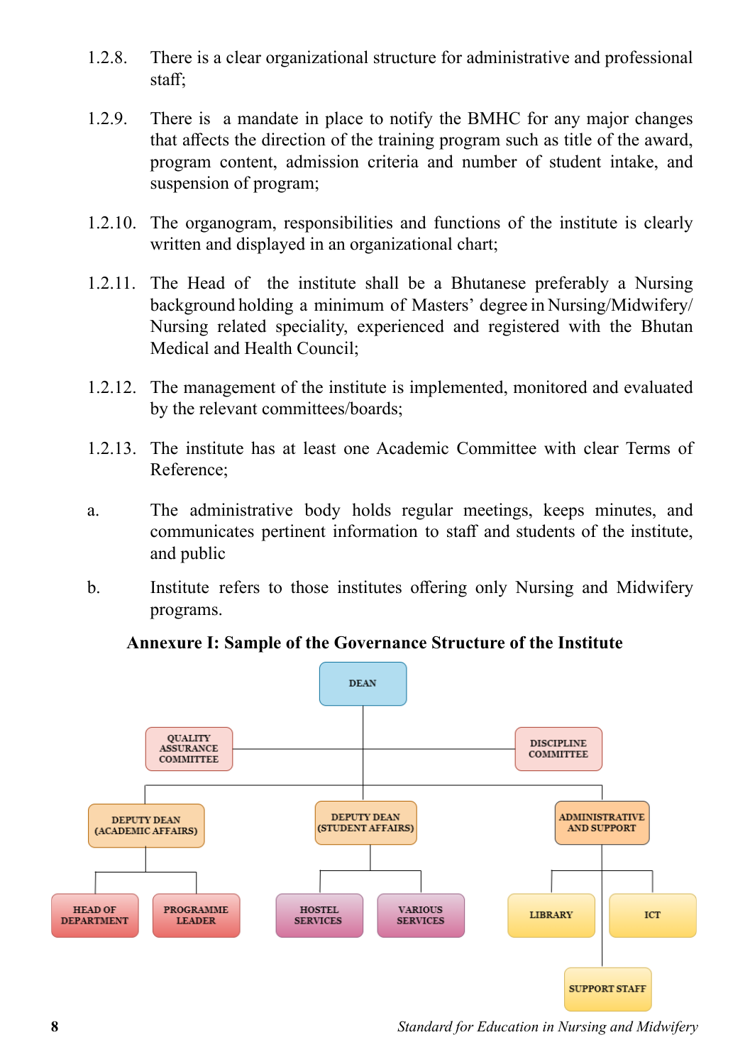1.2.8. There is a clear organizational structure for administrative and professional staff;

1.2.9. There is a mandate in place to notify the BMHC for any major changes that affects the direction of the training program such as title of the award, program content, admission criteria and number of student intake, and suspension of program;

1.2.10. The organogram, responsibilities and functions of the institute is clearly written and displayed in an organizational chart;

1.2.11. The Head of the institute shall be a Bhutanese preferably a Nursing background holding a minimum of Masters' degree in Nursing/Midwifery/ Nursing related speciality, experienced and registered with the Bhutan Medical and Health Council;

1.2.12. The management of the institute is implemented, monitored and evaluated by the relevant committees/boards;

1.2.13. The institute has at least one Academic Committee with clear Terms of Reference;

a. The administrative body holds regular meetings, keeps minutes, and communicates pertinent information to staff and students of the institute, and public

b. Institute refers to those institutes offering only Nursing and Midwifery programs.

**Annexure I: Sample of the Governance Structure of the Institute**

- DEAN
  - QUALITY ASSURANCE COMMITTEE
  - DISCIPLINE COMMITTEE
  - DEPUTY DEAN (ACADEMIC AFFAIRS)
    - HEAD OF DEPARTMENT
    - PROGRAMME LEADER
  - DEPUTY DEAN (STUDENT AFFAIRS)
    - HOSTEL SERVICES
    - VARIOUS SERVICES
  - ADMINISTRATIVE AND SUPPORT
    - LIBRARY
    - ICT
    - SUPPORT STAFF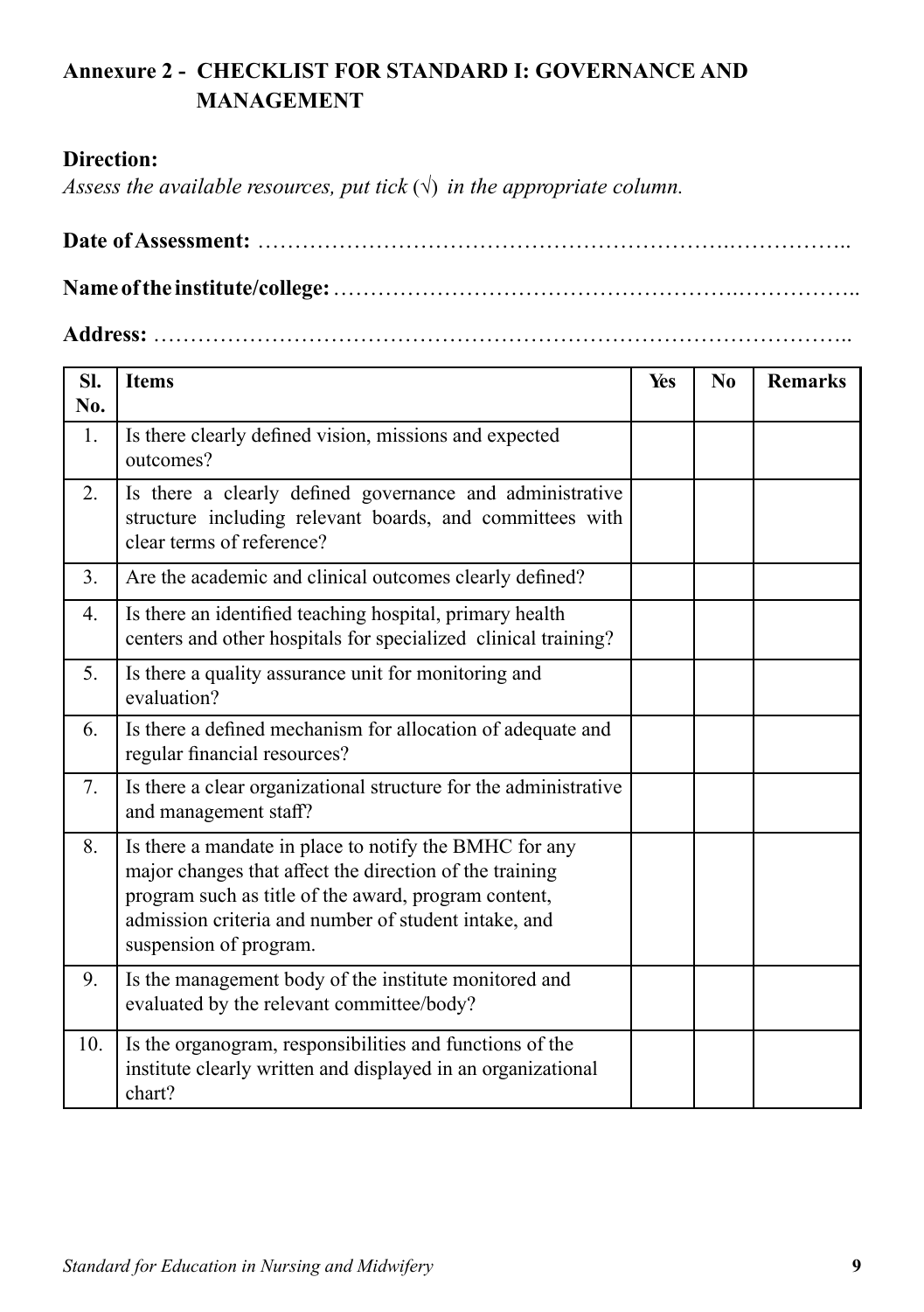## Annexure 2 - CHECKLIST FOR STANDARD I: GOVERNANCE AND MANAGEMENT

**Direction:**

*Assess the available resources, put tick* (√) *in the appropriate column.*

**Date of Assessment:** ……………………………………………………….……………..

**Name of the institute/college:** …………………………………………….……………..

**Address:** ………………………………………………………………………………..

| Sl. No. | Items | Yes | No | Remarks |
|---|---|---|---|---|
| 1. | Is there clearly defined vision, missions and expected outcomes? | | | |
| 2. | Is there a clearly defined governance and administrative structure including relevant boards, and committees with clear terms of reference? | | | |
| 3. | Are the academic and clinical outcomes clearly defined? | | | |
| 4. | Is there an identified teaching hospital, primary health centers and other hospitals for specialized clinical training? | | | |
| 5. | Is there a quality assurance unit for monitoring and evaluation? | | | |
| 6. | Is there a defined mechanism for allocation of adequate and regular financial resources? | | | |
| 7. | Is there a clear organizational structure for the administrative and management staff? | | | |
| 8. | Is there a mandate in place to notify the BMHC for any major changes that affect the direction of the training program such as title of the award, program content, admission criteria and number of student intake, and suspension of program. | | | |
| 9. | Is the management body of the institute monitored and evaluated by the relevant committee/body? | | | |
| 10. | Is the organogram, responsibilities and functions of the institute clearly written and displayed in an organizational chart? | | | |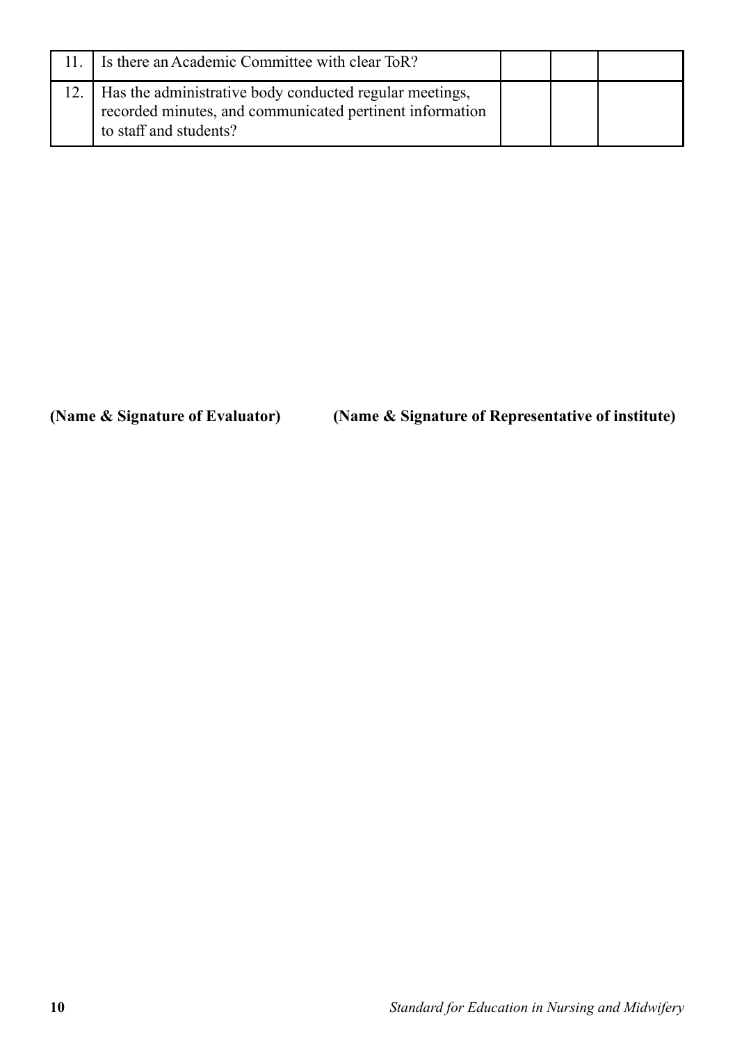| | | | | |
|---|---|---|---|---|
| 11. | Is there an Academic Committee with clear ToR? | | | |
| 12. | Has the administrative body conducted regular meetings, recorded minutes, and communicated pertinent information to staff and students? | | | |

**(Name & Signature of Evaluator)** **(Name & Signature of Representative of institute)**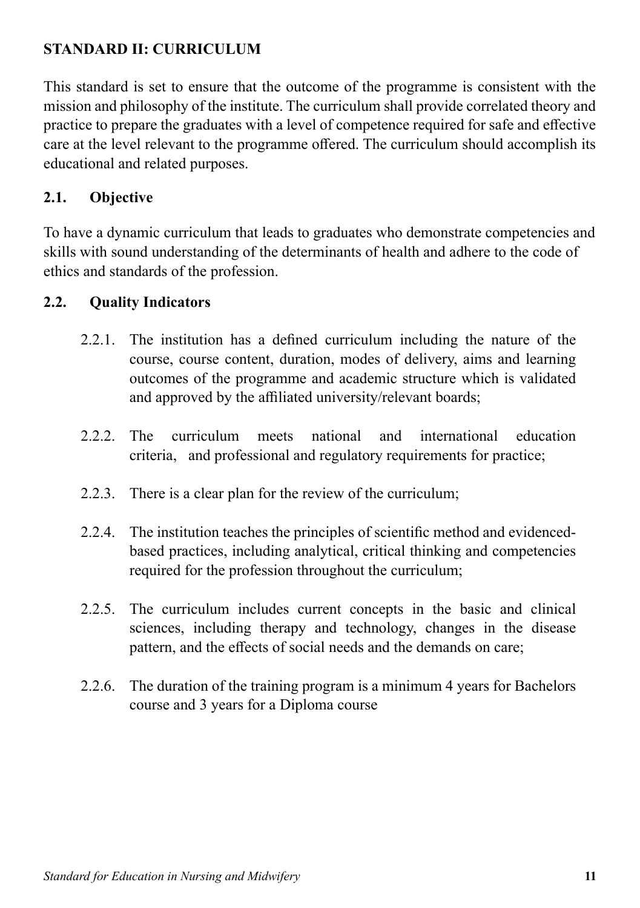## STANDARD II: CURRICULUM

This standard is set to ensure that the outcome of the programme is consistent with the mission and philosophy of the institute. The curriculum shall provide correlated theory and practice to prepare the graduates with a level of competence required for safe and effective care at the level relevant to the programme offered. The curriculum should accomplish its educational and related purposes.

### 2.1. Objective

To have a dynamic curriculum that leads to graduates who demonstrate competencies and skills with sound understanding of the determinants of health and adhere to the code of ethics and standards of the profession.

### 2.2. Quality Indicators

- 2.2.1. The institution has a defined curriculum including the nature of the course, course content, duration, modes of delivery, aims and learning outcomes of the programme and academic structure which is validated and approved by the affiliated university/relevant boards;
- 2.2.2. The curriculum meets national and international education criteria, and professional and regulatory requirements for practice;
- 2.2.3. There is a clear plan for the review of the curriculum;
- 2.2.4. The institution teaches the principles of scientific method and evidenced-based practices, including analytical, critical thinking and competencies required for the profession throughout the curriculum;
- 2.2.5. The curriculum includes current concepts in the basic and clinical sciences, including therapy and technology, changes in the disease pattern, and the effects of social needs and the demands on care;
- 2.2.6. The duration of the training program is a minimum 4 years for Bachelors course and 3 years for a Diploma course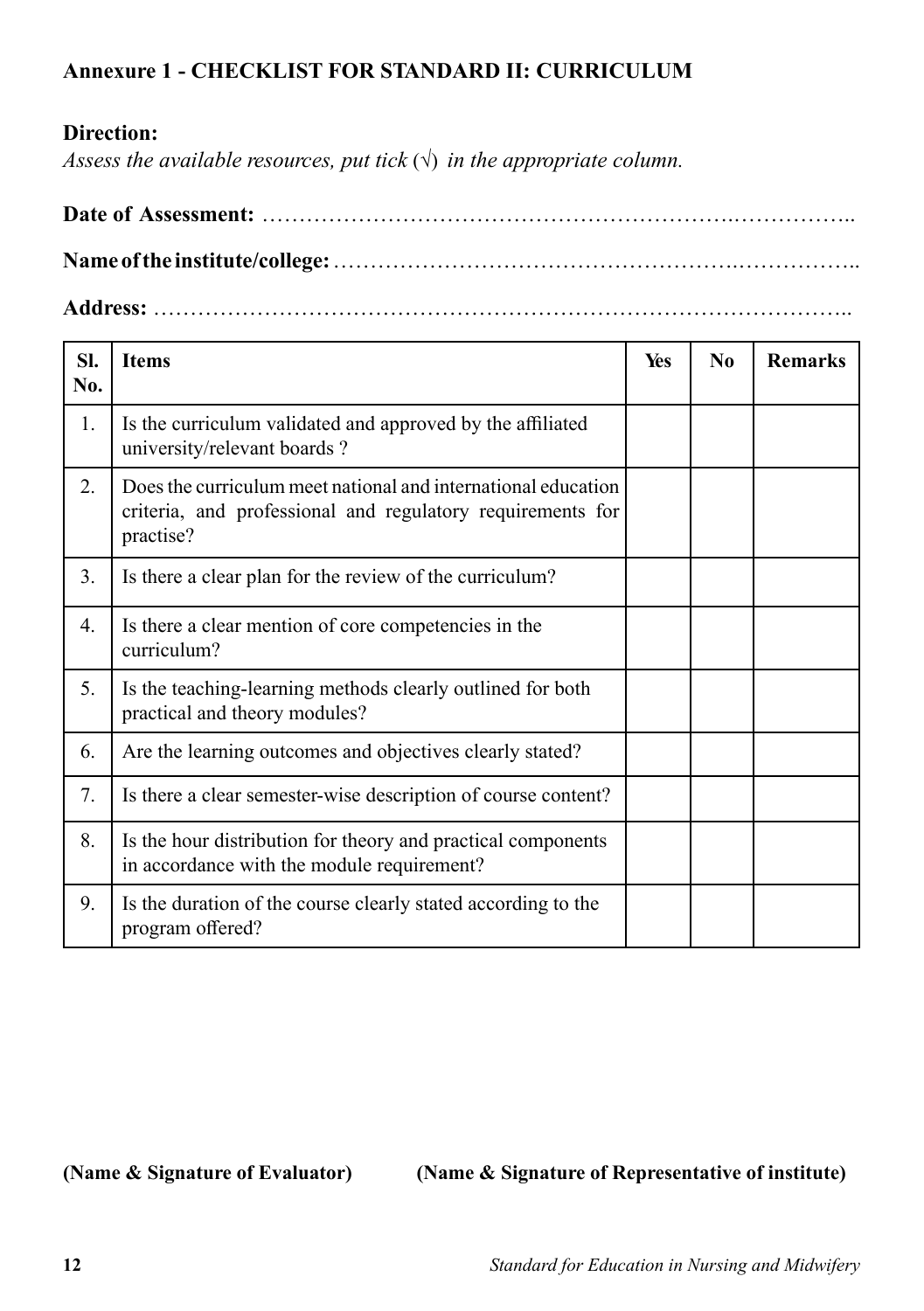## Annexure 1 - CHECKLIST FOR STANDARD II: CURRICULUM

**Direction:**

*Assess the available resources, put tick (√) in the appropriate column.*

**Date of Assessment:** ……………………………………………………….……………..

**Name of the institute/college:** ……………………………………………….……………..

**Address:** ………………………………………………………………………………..

| Sl. No. | Items | Yes | No | Remarks |
|---|---|---|---|---|
| 1. | Is the curriculum validated and approved by the affiliated university/relevant boards ? | | | |
| 2. | Does the curriculum meet national and international education criteria, and professional and regulatory requirements for practise? | | | |
| 3. | Is there a clear plan for the review of the curriculum? | | | |
| 4. | Is there a clear mention of core competencies in the curriculum? | | | |
| 5. | Is the teaching-learning methods clearly outlined for both practical and theory modules? | | | |
| 6. | Are the learning outcomes and objectives clearly stated? | | | |
| 7. | Is there a clear semester-wise description of course content? | | | |
| 8. | Is the hour distribution for theory and practical components in accordance with the module requirement? | | | |
| 9. | Is the duration of the course clearly stated according to the program offered? | | | |

**(Name & Signature of Evaluator)** **(Name & Signature of Representative of institute)**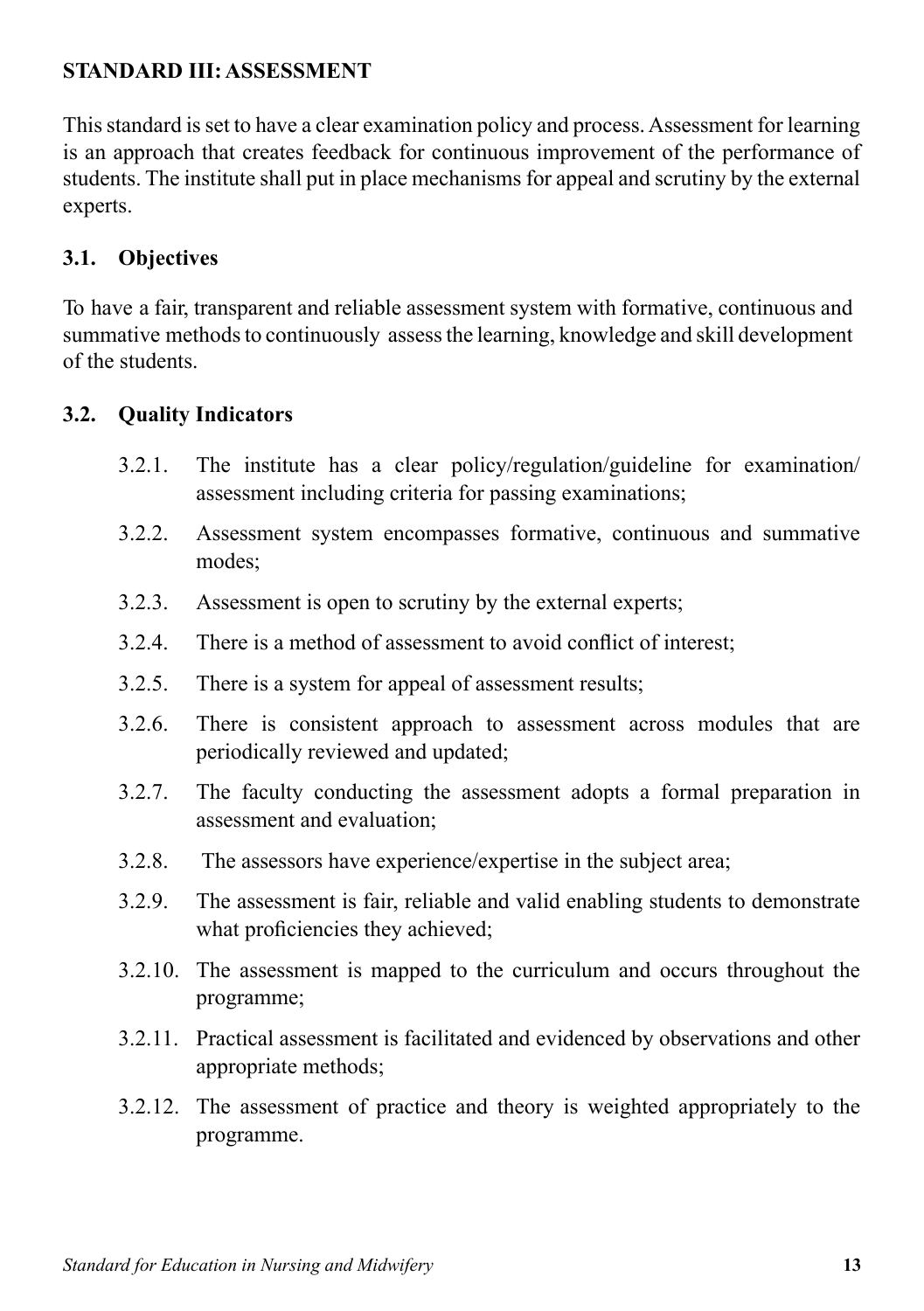## STANDARD III: ASSESSMENT

This standard is set to have a clear examination policy and process. Assessment for learning is an approach that creates feedback for continuous improvement of the performance of students. The institute shall put in place mechanisms for appeal and scrutiny by the external experts.

### 3.1. Objectives

To have a fair, transparent and reliable assessment system with formative, continuous and summative methods to continuously assess the learning, knowledge and skill development of the students.

### 3.2. Quality Indicators

- 3.2.1. The institute has a clear policy/regulation/guideline for examination/ assessment including criteria for passing examinations;
- 3.2.2. Assessment system encompasses formative, continuous and summative modes;
- 3.2.3. Assessment is open to scrutiny by the external experts;
- 3.2.4. There is a method of assessment to avoid conflict of interest;
- 3.2.5. There is a system for appeal of assessment results;
- 3.2.6. There is consistent approach to assessment across modules that are periodically reviewed and updated;
- 3.2.7. The faculty conducting the assessment adopts a formal preparation in assessment and evaluation;
- 3.2.8. The assessors have experience/expertise in the subject area;
- 3.2.9. The assessment is fair, reliable and valid enabling students to demonstrate what proficiencies they achieved;
- 3.2.10. The assessment is mapped to the curriculum and occurs throughout the programme;
- 3.2.11. Practical assessment is facilitated and evidenced by observations and other appropriate methods;
- 3.2.12. The assessment of practice and theory is weighted appropriately to the programme.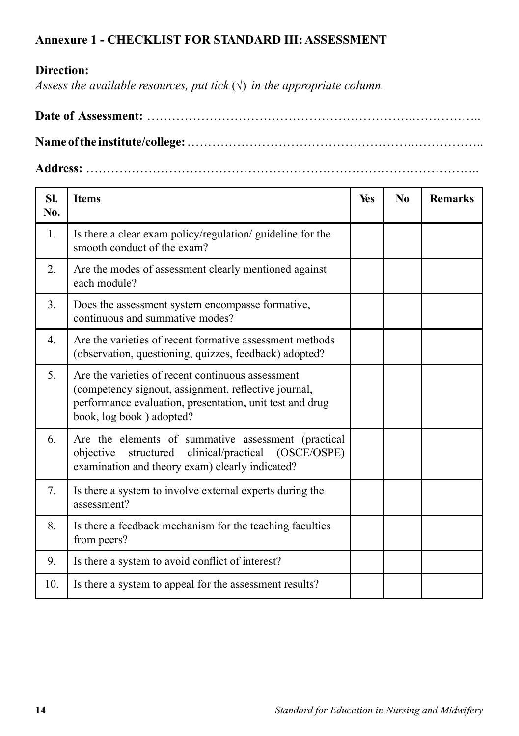**Annexure 1 - CHECKLIST FOR STANDARD III: ASSESSMENT**

**Direction:**

*Assess the available resources, put tick (√) in the appropriate column.*

**Date of Assessment:** ……………………………………………………….……………..

**Name of the institute/college:** …………………………………………….……………..

**Address:** ………………………………………………………………………………..

| Sl. No. | Items | Yes | No | Remarks |
|---|---|---|---|---|
| 1. | Is there a clear exam policy/regulation/ guideline for the smooth conduct of the exam? | | | |
| 2. | Are the modes of assessment clearly mentioned against each module? | | | |
| 3. | Does the assessment system encompasse formative, continuous and summative modes? | | | |
| 4. | Are the varieties of recent formative assessment methods (observation, questioning, quizzes, feedback) adopted? | | | |
| 5. | Are the varieties of recent continuous assessment (competency signout, assignment, reflective journal, performance evaluation, presentation, unit test and drug book, log book ) adopted? | | | |
| 6. | Are the elements of summative assessment (practical objective structured clinical/practical (OSCE/OSPE) examination and theory exam) clearly indicated? | | | |
| 7. | Is there a system to involve external experts during the assessment? | | | |
| 8. | Is there a feedback mechanism for the teaching faculties from peers? | | | |
| 9. | Is there a system to avoid conflict of interest? | | | |
| 10. | Is there a system to appeal for the assessment results? | | | |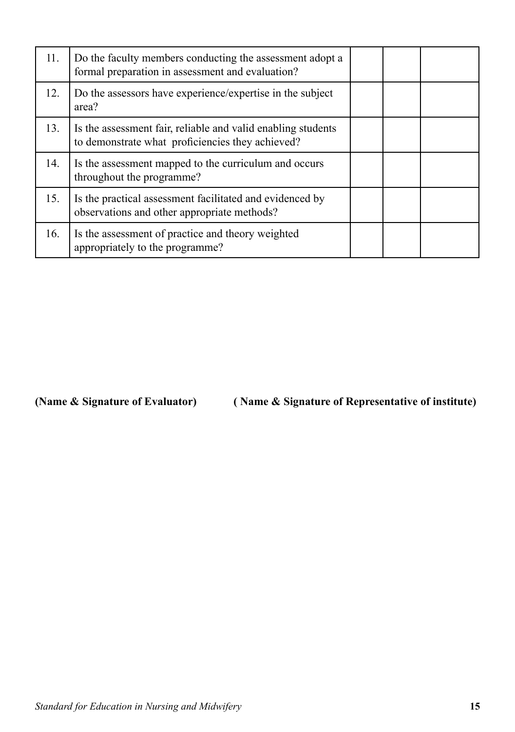| | | | | |
|---|---|---|---|---|
| 11. | Do the faculty members conducting the assessment adopt a formal preparation in assessment and evaluation? | | | |
| 12. | Do the assessors have experience/expertise in the subject area? | | | |
| 13. | Is the assessment fair, reliable and valid enabling students to demonstrate what proficiencies they achieved? | | | |
| 14. | Is the assessment mapped to the curriculum and occurs throughout the programme? | | | |
| 15. | Is the practical assessment facilitated and evidenced by observations and other appropriate methods? | | | |
| 16. | Is the assessment of practice and theory weighted appropriately to the programme? | | | |

**(Name & Signature of Evaluator)** **( Name & Signature of Representative of institute)**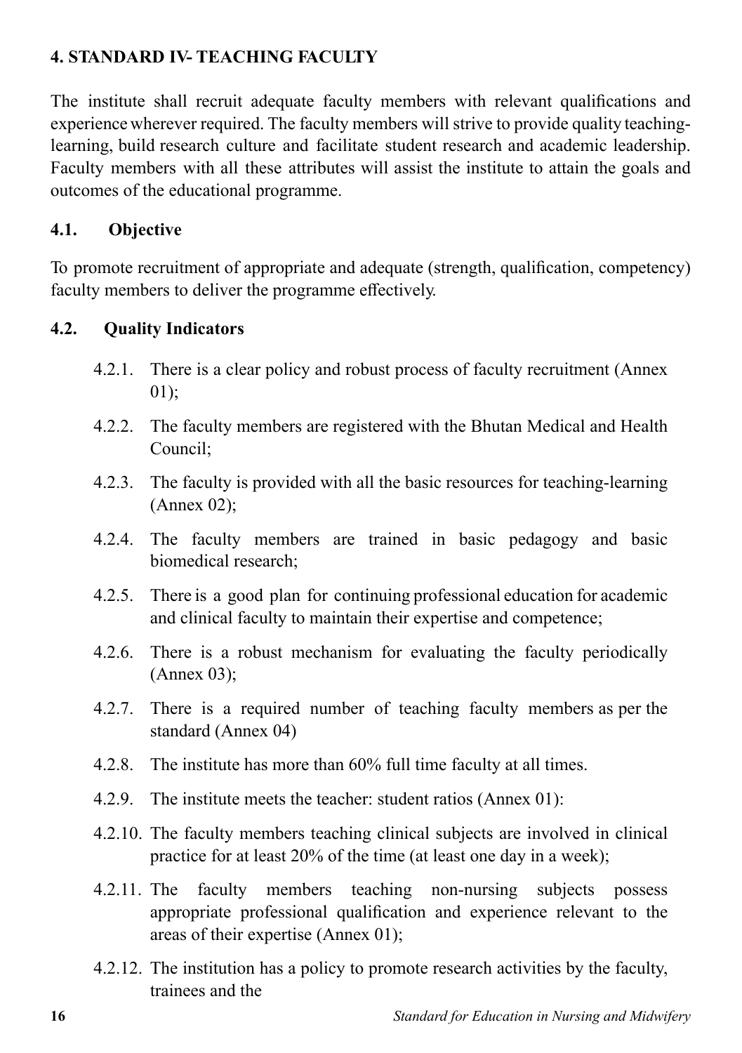## 4. STANDARD IV- TEACHING FACULTY

The institute shall recruit adequate faculty members with relevant qualifications and experience wherever required. The faculty members will strive to provide quality teaching-learning, build research culture and facilitate student research and academic leadership. Faculty members with all these attributes will assist the institute to attain the goals and outcomes of the educational programme.

### 4.1. Objective

To promote recruitment of appropriate and adequate (strength, qualification, competency) faculty members to deliver the programme effectively.

### 4.2. Quality Indicators

- 4.2.1. There is a clear policy and robust process of faculty recruitment (Annex 01);
- 4.2.2. The faculty members are registered with the Bhutan Medical and Health Council;
- 4.2.3. The faculty is provided with all the basic resources for teaching-learning (Annex 02);
- 4.2.4. The faculty members are trained in basic pedagogy and basic biomedical research;
- 4.2.5. There is a good plan for continuing professional education for academic and clinical faculty to maintain their expertise and competence;
- 4.2.6. There is a robust mechanism for evaluating the faculty periodically (Annex 03);
- 4.2.7. There is a required number of teaching faculty members as per the standard (Annex 04)
- 4.2.8. The institute has more than 60% full time faculty at all times.
- 4.2.9. The institute meets the teacher: student ratios (Annex 01):
- 4.2.10. The faculty members teaching clinical subjects are involved in clinical practice for at least 20% of the time (at least one day in a week);
- 4.2.11. The faculty members teaching non-nursing subjects possess appropriate professional qualification and experience relevant to the areas of their expertise (Annex 01);
- 4.2.12. The institution has a policy to promote research activities by the faculty, trainees and the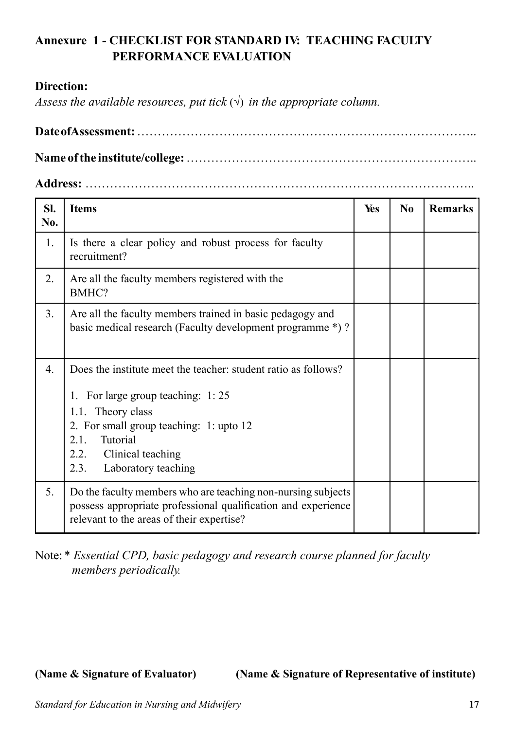## Annexure 1 - CHECKLIST FOR STANDARD IV: TEACHING FACULTY PERFORMANCE EVALUATION

**Direction:**

*Assess the available resources, put tick (√) in the appropriate column.*

**Date of Assessment:** ……………………………………………………………………..

**Name of the institute/college:** ……………………………………………………………..

**Address:** …………………………………………………………………………………..

| Sl. No. | Items | Yes | No | Remarks |
|---|---|---|---|---|
| 1. | Is there a clear policy and robust process for faculty recruitment? | | | |
| 2. | Are all the faculty members registered with the BMHC? | | | |
| 3. | Are all the faculty members trained in basic pedagogy and basic medical research (Faculty development programme *) ? | | | |
| 4. | Does the institute meet the teacher: student ratio as follows?<br>1. For large group teaching: 1: 25<br>1.1. Theory class<br>2. For small group teaching: 1: upto 12<br>2.1. Tutorial<br>2.2. Clinical teaching<br>2.3. Laboratory teaching | | | |
| 5. | Do the faculty members who are teaching non-nursing subjects possess appropriate professional qualification and experience relevant to the areas of their expertise? | | | |

Note: * *Essential CPD, basic pedagogy and research course planned for faculty members periodically.*

**(Name & Signature of Evaluator)** **(Name & Signature of Representative of institute)**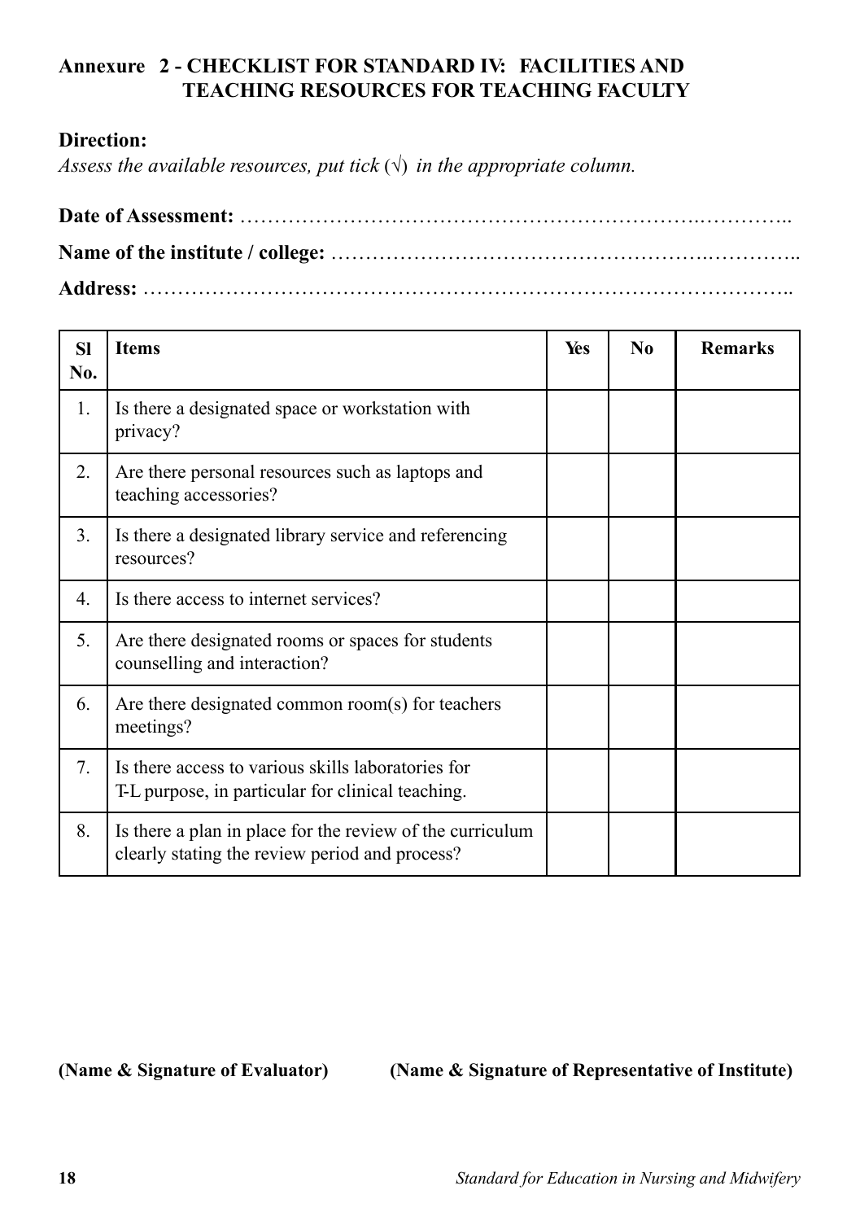## Annexure 2 - CHECKLIST FOR STANDARD IV: FACILITIES AND TEACHING RESOURCES FOR TEACHING FACULTY

**Direction:**

*Assess the available resources, put tick (√) in the appropriate column.*

**Date of Assessment:** ……………………………………………………………….…………..

**Name of the institute / college:** ……………………………………………….…………..

**Address:** ………………………………………………………………………………..

| Sl No. | Items | Yes | No | Remarks |
|---|---|---|---|---|
| 1. | Is there a designated space or workstation with privacy? | | | |
| 2. | Are there personal resources such as laptops and teaching accessories? | | | |
| 3. | Is there a designated library service and referencing resources? | | | |
| 4. | Is there access to internet services? | | | |
| 5. | Are there designated rooms or spaces for students counselling and interaction? | | | |
| 6. | Are there designated common room(s) for teachers meetings? | | | |
| 7. | Is there access to various skills laboratories for T-L purpose, in particular for clinical teaching. | | | |
| 8. | Is there a plan in place for the review of the curriculum clearly stating the review period and process? | | | |

**(Name & Signature of Evaluator)** **(Name & Signature of Representative of Institute)**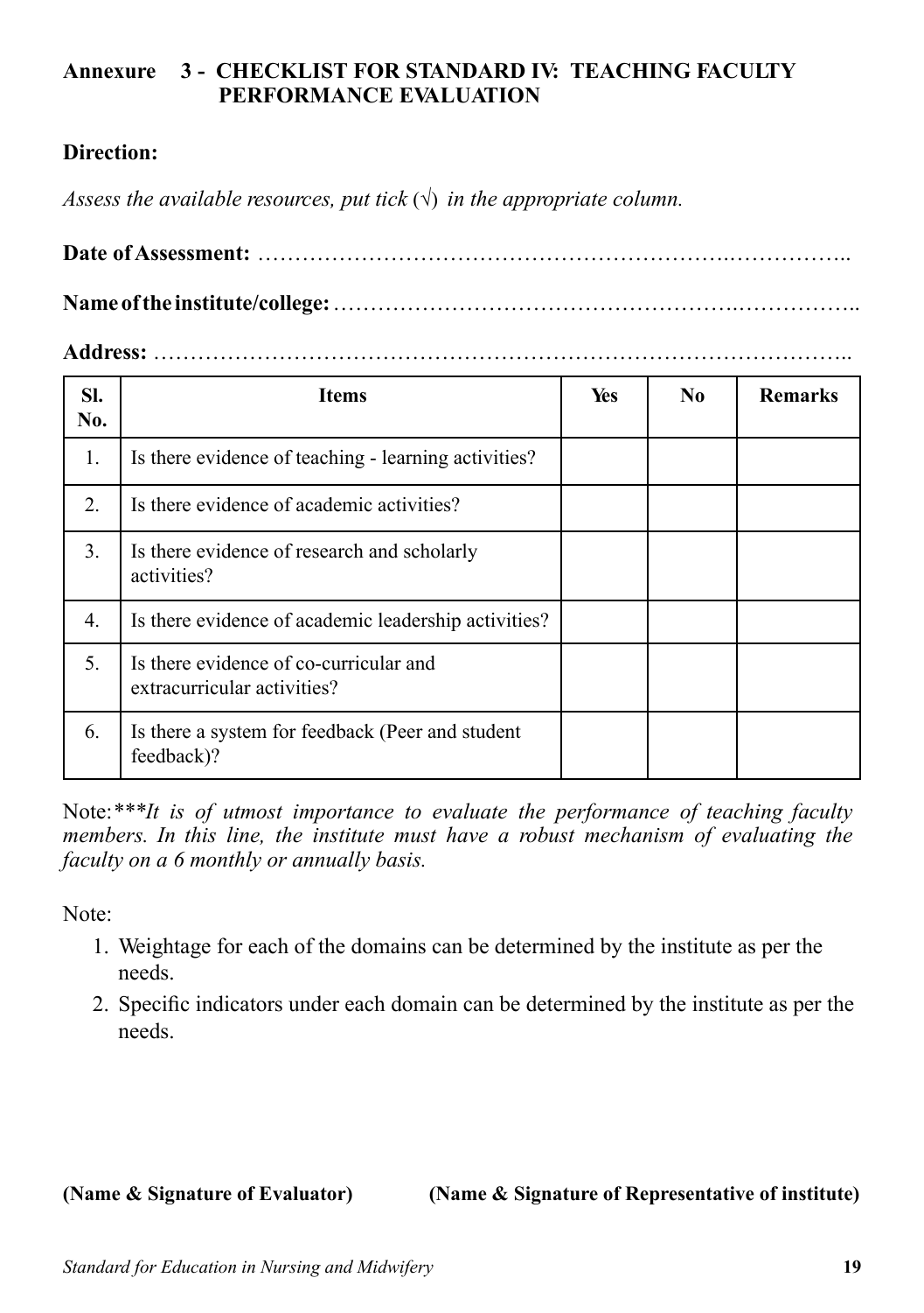## Annexure 3 - CHECKLIST FOR STANDARD IV: TEACHING FACULTY PERFORMANCE EVALUATION

**Direction:**

*Assess the available resources, put tick (√) in the appropriate column.*

**Date of Assessment:** ……………………………………………………….……………..

**Name of the institute/college:** ……………………………………………….……………..

**Address:** ………………………………………………………………………………..

| Sl. No. | Items | Yes | No | Remarks |
|---|---|---|---|---|
| 1. | Is there evidence of teaching - learning activities? | | | |
| 2. | Is there evidence of academic activities? | | | |
| 3. | Is there evidence of research and scholarly activities? | | | |
| 4. | Is there evidence of academic leadership activities? | | | |
| 5. | Is there evidence of co-curricular and extracurricular activities? | | | |
| 6. | Is there a system for feedback (Peer and student feedback)? | | | |

Note: ****It is of utmost importance to evaluate the performance of teaching faculty members. In this line, the institute must have a robust mechanism of evaluating the faculty on a 6 monthly or annually basis.*

Note:

1. Weightage for each of the domains can be determined by the institute as per the needs.
2. Specific indicators under each domain can be determined by the institute as per the needs.

**(Name & Signature of Evaluator)** **(Name & Signature of Representative of institute)**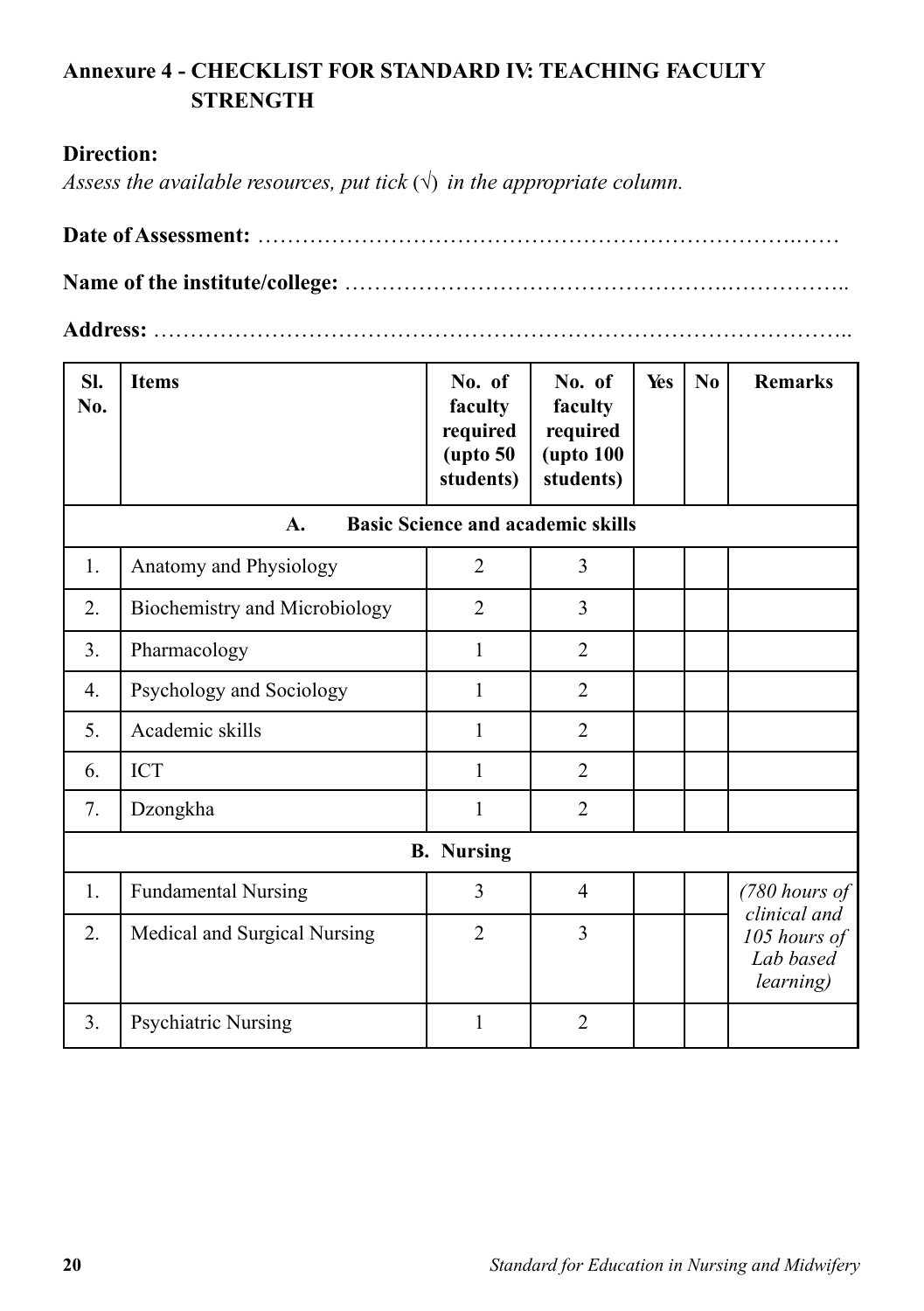## Annexure 4 - CHECKLIST FOR STANDARD IV: TEACHING FACULTY STRENGTH

**Direction:**

*Assess the available resources, put tick (√) in the appropriate column.*

**Date of Assessment:** ……………………………………………………………….……

**Name of the institute/college:** ……………………………………………….……………..

**Address:** ………………………………………………………………………………..

| Sl. No. | Items | No. of faculty required (upto 50 students) | No. of faculty required (upto 100 students) | Yes | No | Remarks |
|---|---|---|---|---|---|---|
| | **A. Basic Science and academic skills** | | | | | |
| 1. | Anatomy and Physiology | 2 | 3 | | | |
| 2. | Biochemistry and Microbiology | 2 | 3 | | | |
| 3. | Pharmacology | 1 | 2 | | | |
| 4. | Psychology and Sociology | 1 | 2 | | | |
| 5. | Academic skills | 1 | 2 | | | |
| 6. | ICT | 1 | 2 | | | |
| 7. | Dzongkha | 1 | 2 | | | |
| | **B. Nursing** | | | | | |
| 1. | Fundamental Nursing | 3 | 4 | | | *(780 hours of clinical and 105 hours of Lab based learning)* |
| 2. | Medical and Surgical Nursing | 2 | 3 | | | |
| 3. | Psychiatric Nursing | 1 | 2 | | | |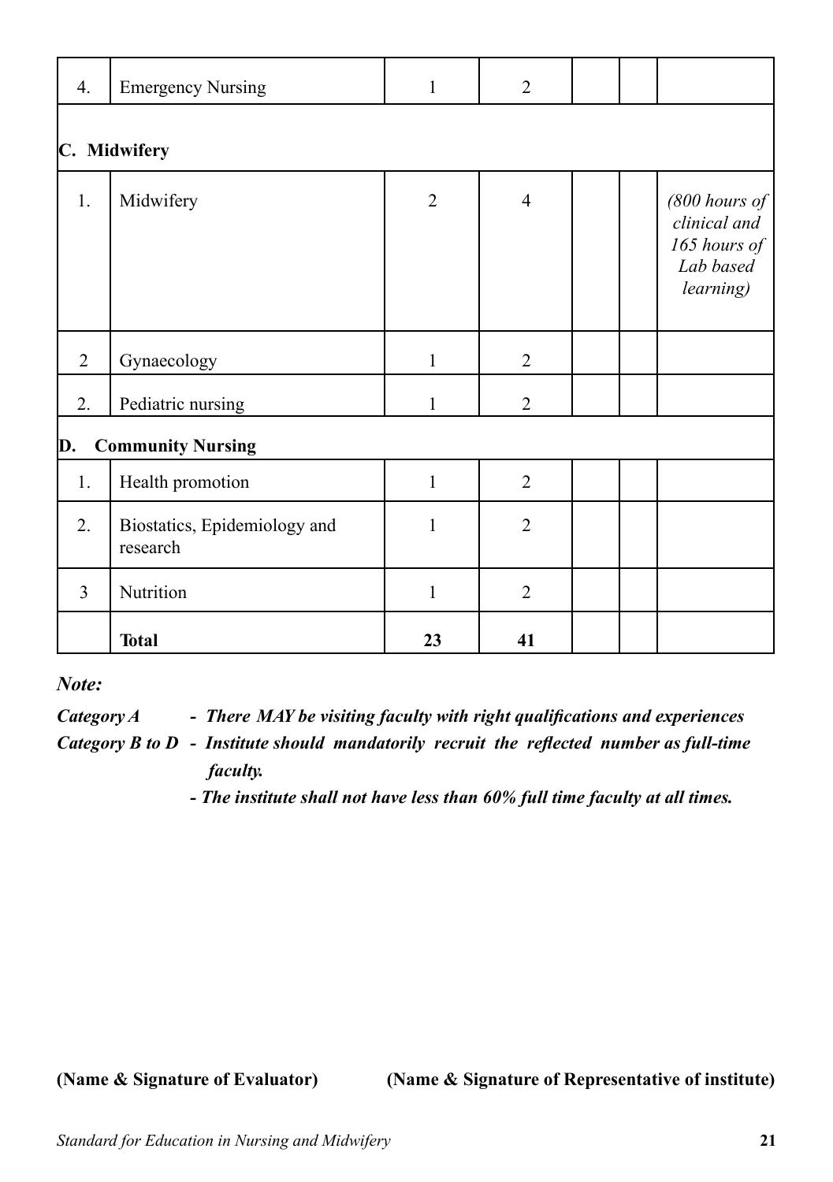| 4. | Emergency Nursing | 1 | 2 | | | |
|---|---|---|---|---|---|---|
| **C. Midwifery** | | | | | | |
| 1. | Midwifery | 2 | 4 | | | *(800 hours of clinical and 165 hours of Lab based learning)* |
| 2 | Gynaecology | 1 | 2 | | | |
| 2. | Pediatric nursing | 1 | 2 | | | |
| **D. Community Nursing** | | | | | | |
| 1. | Health promotion | 1 | 2 | | | |
| 2. | Biostatics, Epidemiology and research | 1 | 2 | | | |
| 3 | Nutrition | 1 | 2 | | | |
| | **Total** | **23** | **41** | | | |

***Note:***

***Category A*** - ***There MAY be visiting faculty with right qualifications and experiences***

***Category B to D*** - ***Institute should mandatorily recruit the reflected number as full-time faculty.***

***- The institute shall not have less than 60% full time faculty at all times.***

**(Name & Signature of Evaluator)** **(Name & Signature of Representative of institute)**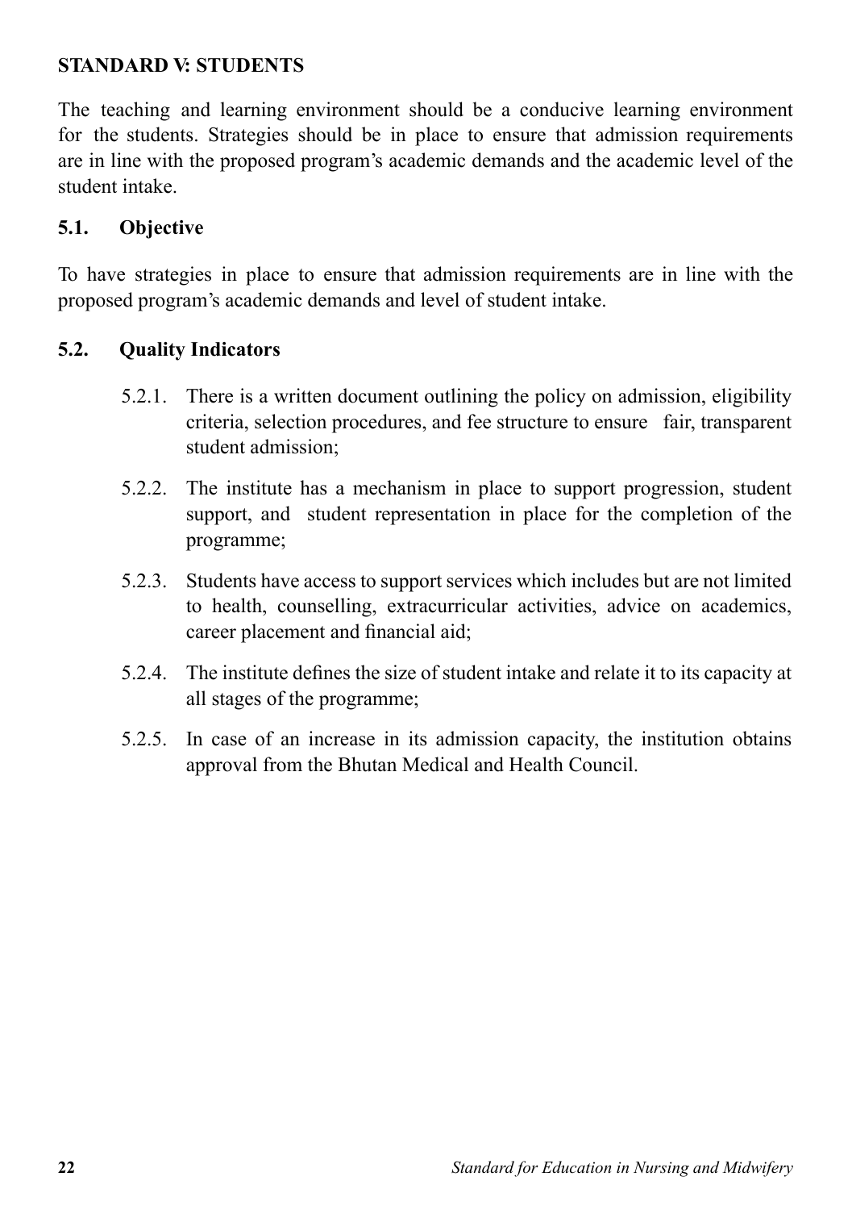## STANDARD V: STUDENTS

The teaching and learning environment should be a conducive learning environment for the students. Strategies should be in place to ensure that admission requirements are in line with the proposed program's academic demands and the academic level of the student intake.

### 5.1. Objective

To have strategies in place to ensure that admission requirements are in line with the proposed program's academic demands and level of student intake.

### 5.2. Quality Indicators

5.2.1. There is a written document outlining the policy on admission, eligibility criteria, selection procedures, and fee structure to ensure fair, transparent student admission;

5.2.2. The institute has a mechanism in place to support progression, student support, and student representation in place for the completion of the programme;

5.2.3. Students have access to support services which includes but are not limited to health, counselling, extracurricular activities, advice on academics, career placement and financial aid;

5.2.4. The institute defines the size of student intake and relate it to its capacity at all stages of the programme;

5.2.5. In case of an increase in its admission capacity, the institution obtains approval from the Bhutan Medical and Health Council.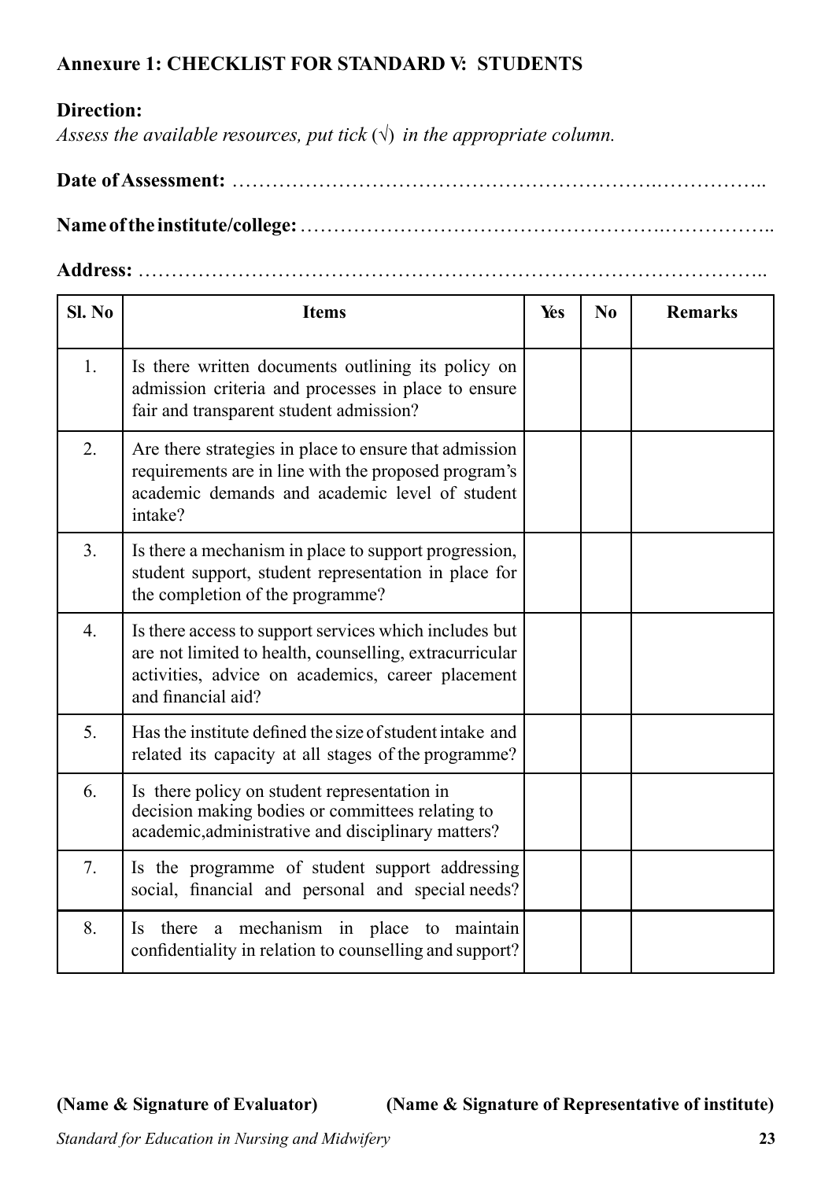**Annexure 1: CHECKLIST FOR STANDARD V: STUDENTS**

**Direction:**

*Assess the available resources, put tick (√) in the appropriate column.*

**Date of Assessment:** ……………………………………………………….……………..

**Name of the institute/college:** ……………………………………………….……………..

**Address:** ………………………………………………………………………………..

| Sl. No | Items | Yes | No | Remarks |
|---|---|---|---|---|
| 1. | Is there written documents outlining its policy on admission criteria and processes in place to ensure fair and transparent student admission? | | | |
| 2. | Are there strategies in place to ensure that admission requirements are in line with the proposed program's academic demands and academic level of student intake? | | | |
| 3. | Is there a mechanism in place to support progression, student support, student representation in place for the completion of the programme? | | | |
| 4. | Is there access to support services which includes but are not limited to health, counselling, extracurricular activities, advice on academics, career placement and financial aid? | | | |
| 5. | Has the institute defined the size of student intake and related its capacity at all stages of the programme? | | | |
| 6. | Is there policy on student representation in decision making bodies or committees relating to academic,administrative and disciplinary matters? | | | |
| 7. | Is the programme of student support addressing social, financial and personal and special needs? | | | |
| 8. | Is there a mechanism in place to maintain confidentiality in relation to counselling and support? | | | |

**(Name & Signature of Evaluator)** **(Name & Signature of Representative of institute)**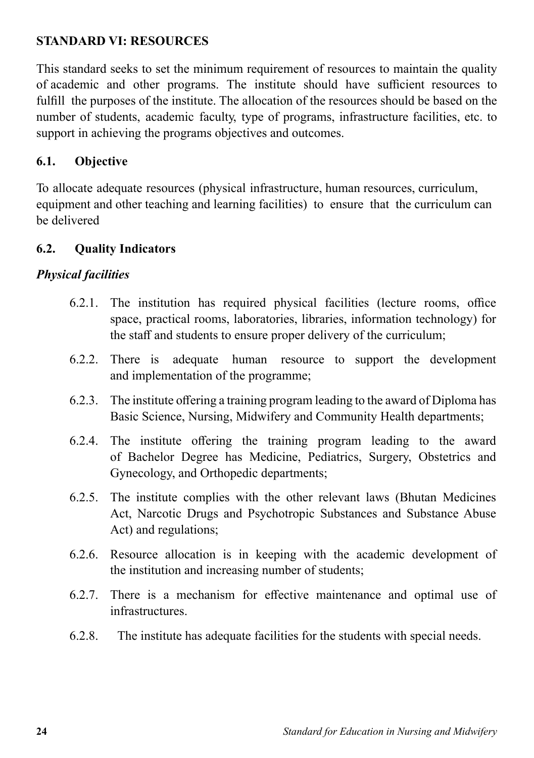## STANDARD VI: RESOURCES

This standard seeks to set the minimum requirement of resources to maintain the quality of academic and other programs. The institute should have sufficient resources to fulfill the purposes of the institute. The allocation of the resources should be based on the number of students, academic faculty, type of programs, infrastructure facilities, etc. to support in achieving the programs objectives and outcomes.

### 6.1. Objective

To allocate adequate resources (physical infrastructure, human resources, curriculum, equipment and other teaching and learning facilities) to ensure that the curriculum can be delivered

### 6.2. Quality Indicators

***Physical facilities***

6.2.1. The institution has required physical facilities (lecture rooms, office space, practical rooms, laboratories, libraries, information technology) for the staff and students to ensure proper delivery of the curriculum;

6.2.2. There is adequate human resource to support the development and implementation of the programme;

6.2.3. The institute offering a training program leading to the award of Diploma has Basic Science, Nursing, Midwifery and Community Health departments;

6.2.4. The institute offering the training program leading to the award of Bachelor Degree has Medicine, Pediatrics, Surgery, Obstetrics and Gynecology, and Orthopedic departments;

6.2.5. The institute complies with the other relevant laws (Bhutan Medicines Act, Narcotic Drugs and Psychotropic Substances and Substance Abuse Act) and regulations;

6.2.6. Resource allocation is in keeping with the academic development of the institution and increasing number of students;

6.2.7. There is a mechanism for effective maintenance and optimal use of infrastructures.

6.2.8. The institute has adequate facilities for the students with special needs.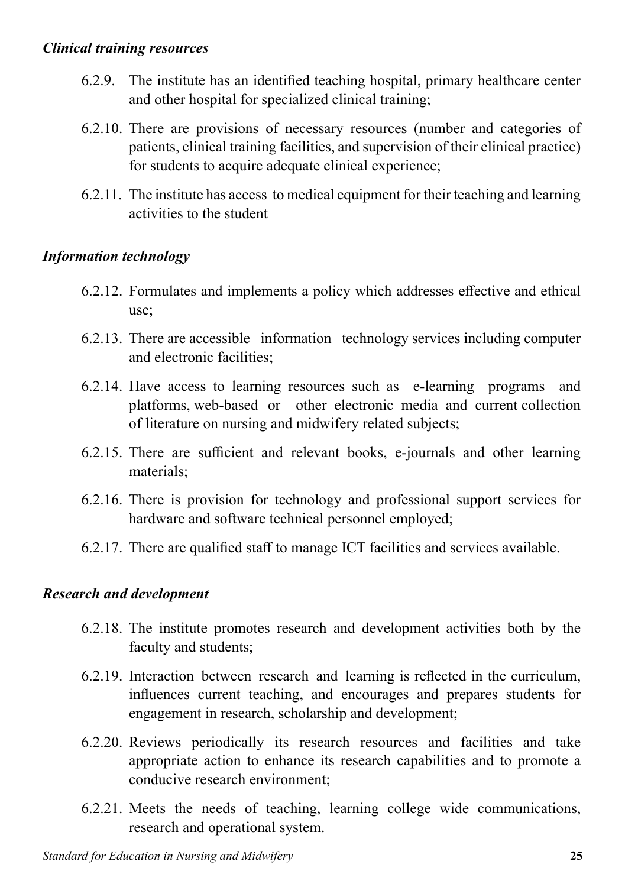*Clinical training resources*

6.2.9. The institute has an identified teaching hospital, primary healthcare center and other hospital for specialized clinical training;

6.2.10. There are provisions of necessary resources (number and categories of patients, clinical training facilities, and supervision of their clinical practice) for students to acquire adequate clinical experience;

6.2.11. The institute has access to medical equipment for their teaching and learning activities to the student

*Information technology*

6.2.12. Formulates and implements a policy which addresses effective and ethical use;

6.2.13. There are accessible information technology services including computer and electronic facilities;

6.2.14. Have access to learning resources such as e-learning programs and platforms, web-based or other electronic media and current collection of literature on nursing and midwifery related subjects;

6.2.15. There are sufficient and relevant books, e-journals and other learning materials;

6.2.16. There is provision for technology and professional support services for hardware and software technical personnel employed;

6.2.17. There are qualified staff to manage ICT facilities and services available.

*Research and development*

6.2.18. The institute promotes research and development activities both by the faculty and students;

6.2.19. Interaction between research and learning is reflected in the curriculum, influences current teaching, and encourages and prepares students for engagement in research, scholarship and development;

6.2.20. Reviews periodically its research resources and facilities and take appropriate action to enhance its research capabilities and to promote a conducive research environment;

6.2.21. Meets the needs of teaching, learning college wide communications, research and operational system.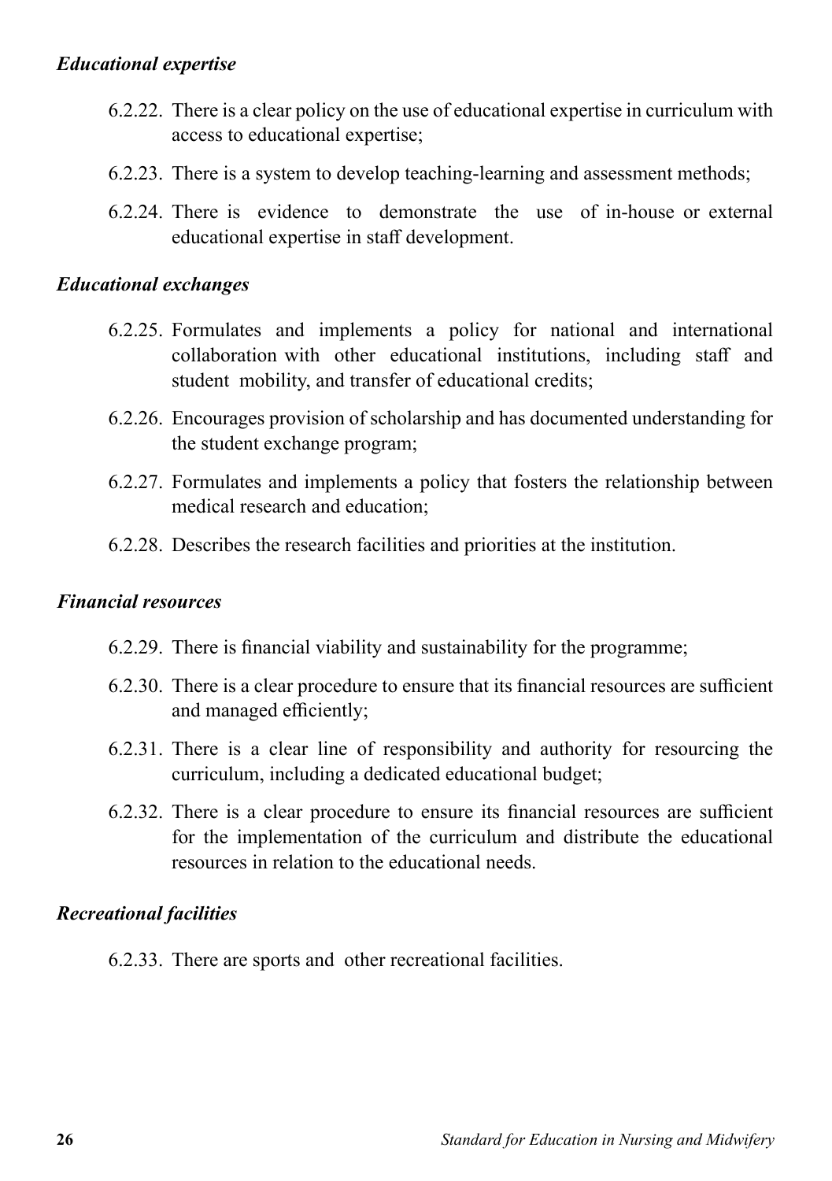*Educational expertise*

6.2.22. There is a clear policy on the use of educational expertise in curriculum with access to educational expertise;

6.2.23. There is a system to develop teaching-learning and assessment methods;

6.2.24. There is evidence to demonstrate the use of in-house or external educational expertise in staff development.

*Educational exchanges*

6.2.25. Formulates and implements a policy for national and international collaboration with other educational institutions, including staff and student mobility, and transfer of educational credits;

6.2.26. Encourages provision of scholarship and has documented understanding for the student exchange program;

6.2.27. Formulates and implements a policy that fosters the relationship between medical research and education;

6.2.28. Describes the research facilities and priorities at the institution.

*Financial resources*

6.2.29. There is financial viability and sustainability for the programme;

6.2.30. There is a clear procedure to ensure that its financial resources are sufficient and managed efficiently;

6.2.31. There is a clear line of responsibility and authority for resourcing the curriculum, including a dedicated educational budget;

6.2.32. There is a clear procedure to ensure its financial resources are sufficient for the implementation of the curriculum and distribute the educational resources in relation to the educational needs.

*Recreational facilities*

6.2.33. There are sports and other recreational facilities.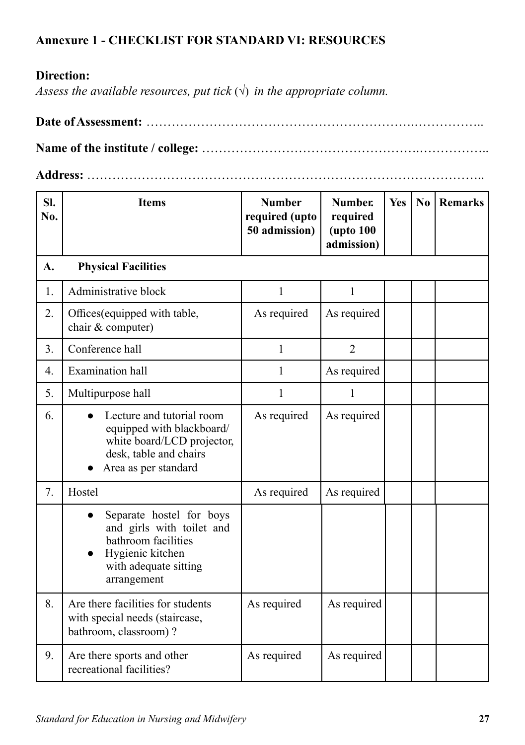### Annexure 1 - CHECKLIST FOR STANDARD VI: RESOURCES

**Direction:**

*Assess the available resources, put tick (√) in the appropriate column.*

**Date of Assessment:** ……………………………………………………….……………..

**Name of the institute / college:** ……………………………………………….……………..

**Address:** ………………………………………………………………………………..

| Sl. No. | Items | Number required (upto 50 admission) | Number. required (upto 100 admission) | Yes | No | Remarks |
|---|---|---|---|---|---|---|
| **A.** | **Physical Facilities** | | | | | |
| 1. | Administrative block | 1 | 1 | | | |
| 2. | Offices(equipped with table, chair & computer) | As required | As required | | | |
| 3. | Conference hall | 1 | 2 | | | |
| 4. | Examination hall | 1 | As required | | | |
| 5. | Multipurpose hall | 1 | 1 | | | |
| 6. | • Lecture and tutorial room equipped with blackboard/ white board/LCD projector, desk, table and chairs <br> • Area as per standard | As required | As required | | | |
| 7. | Hostel | As required | As required | | | |
| | • Separate hostel for boys and girls with toilet and bathroom facilities <br> • Hygienic kitchen with adequate sitting arrangement | | | | | |
| 8. | Are there facilities for students with special needs (staircase, bathroom, classroom) ? | As required | As required | | | |
| 9. | Are there sports and other recreational facilities? | As required | As required | | | |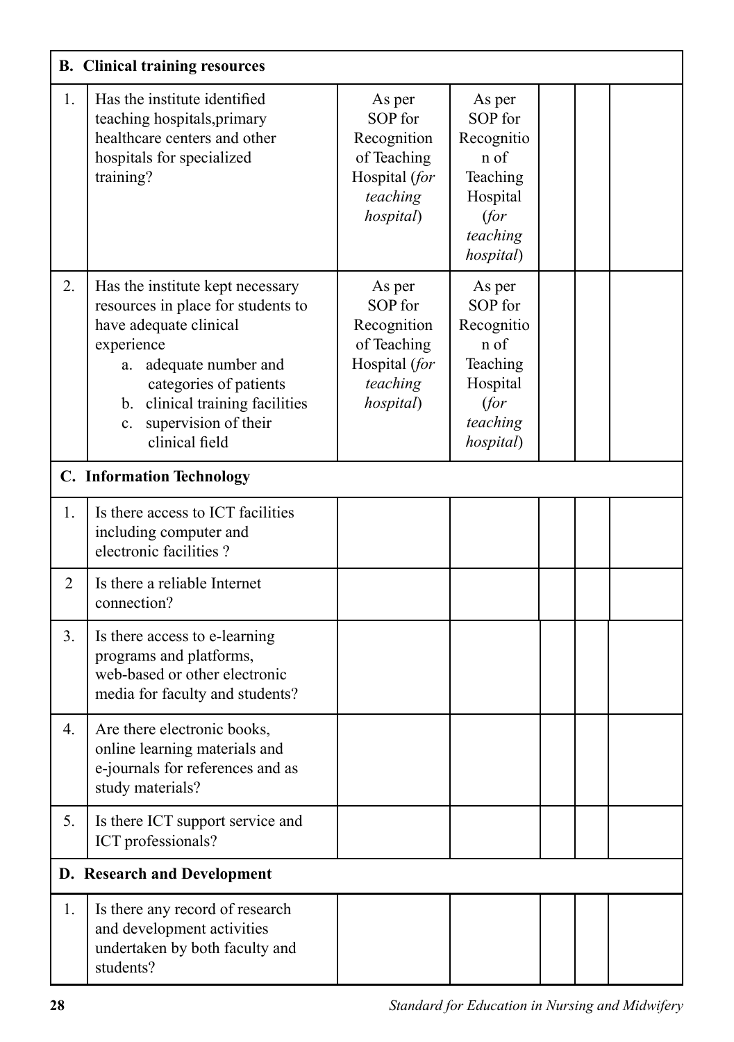| | | | | | | |
|---|---|---|---|---|---|---|
| **B. Clinical training resources** | | | | | | |
| 1. | Has the institute identified teaching hospitals,primary healthcare centers and other hospitals for specialized training? | As per SOP for Recognition of Teaching Hospital (*for teaching hospital*) | As per SOP for Recognitio n of Teaching Hospital (*for teaching hospital*) | | | |
| 2. | Has the institute kept necessary resources in place for students to have adequate clinical experience<br>a. adequate number and categories of patients<br>b. clinical training facilities<br>c. supervision of their clinical field | As per SOP for Recognition of Teaching Hospital (*for teaching hospital*) | As per SOP for Recognitio n of Teaching Hospital (*for teaching hospital*) | | | |
| **C. Information Technology** | | | | | | |
| 1. | Is there access to ICT facilities including computer and electronic facilities ? | | | | | |
| 2 | Is there a reliable Internet connection? | | | | | |
| 3. | Is there access to e-learning programs and platforms, web-based or other electronic media for faculty and students? | | | | | |
| 4. | Are there electronic books, online learning materials and e-journals for references and as study materials? | | | | | |
| 5. | Is there ICT support service and ICT professionals? | | | | | |
| **D. Research and Development** | | | | | | |
| 1. | Is there any record of research and development activities undertaken by both faculty and students? | | | | | |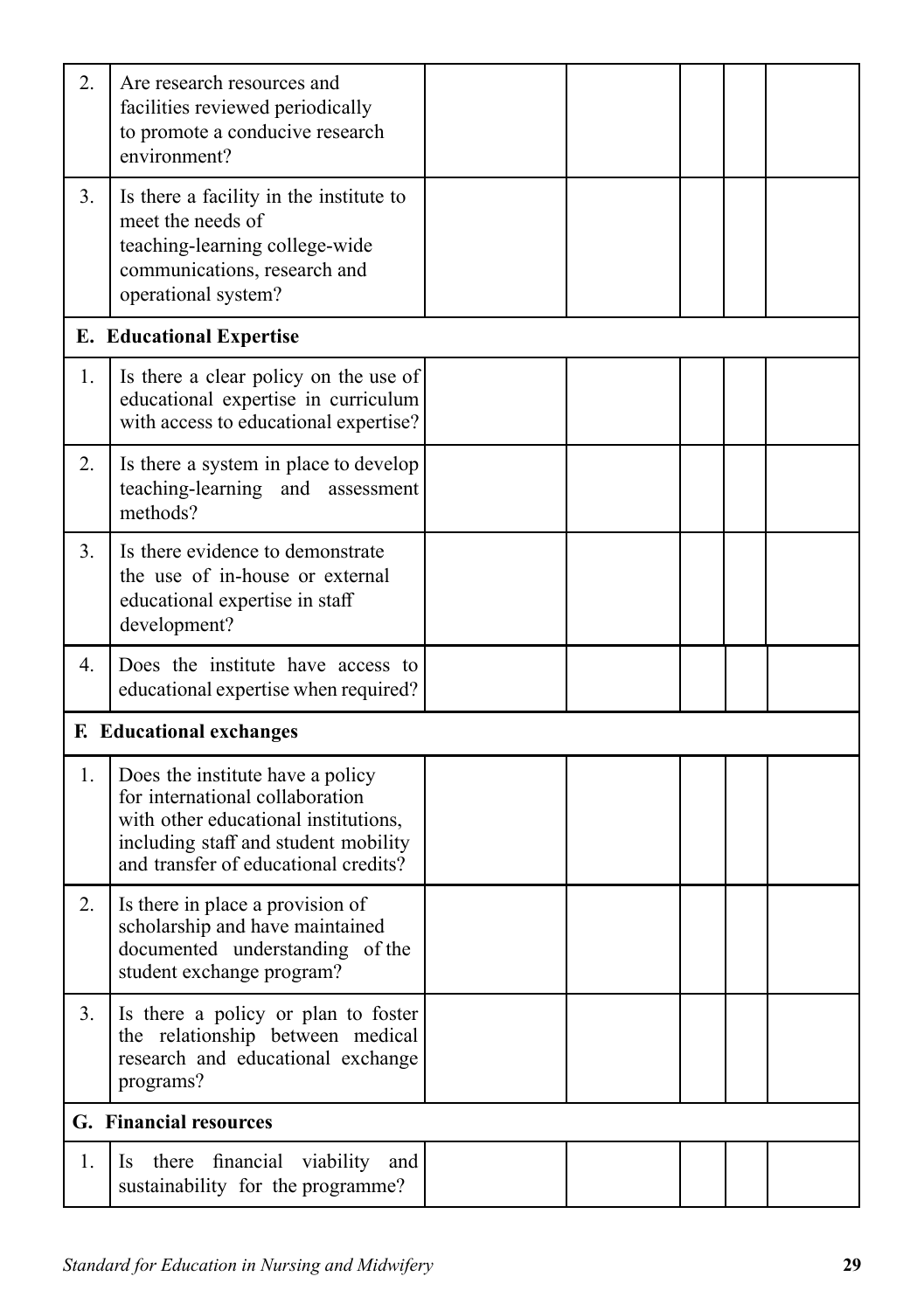| | | | | | | |
|---|---|---|---|---|---|---|
| 2. | Are research resources and facilities reviewed periodically to promote a conducive research environment? | | | | | |
| 3. | Is there a facility in the institute to meet the needs of teaching-learning college-wide communications, research and operational system? | | | | | |
| **E. Educational Expertise** | | | | | | |
| 1. | Is there a clear policy on the use of educational expertise in curriculum with access to educational expertise? | | | | | |
| 2. | Is there a system in place to develop teaching-learning and assessment methods? | | | | | |
| 3. | Is there evidence to demonstrate the use of in-house or external educational expertise in staff development? | | | | | |
| 4. | Does the institute have access to educational expertise when required? | | | | | |
| **F. Educational exchanges** | | | | | | |
| 1. | Does the institute have a policy for international collaboration with other educational institutions, including staff and student mobility and transfer of educational credits? | | | | | |
| 2. | Is there in place a provision of scholarship and have maintained documented understanding of the student exchange program? | | | | | |
| 3. | Is there a policy or plan to foster the relationship between medical research and educational exchange programs? | | | | | |
| **G. Financial resources** | | | | | | |
| 1. | Is there financial viability and sustainability for the programme? | | | | | |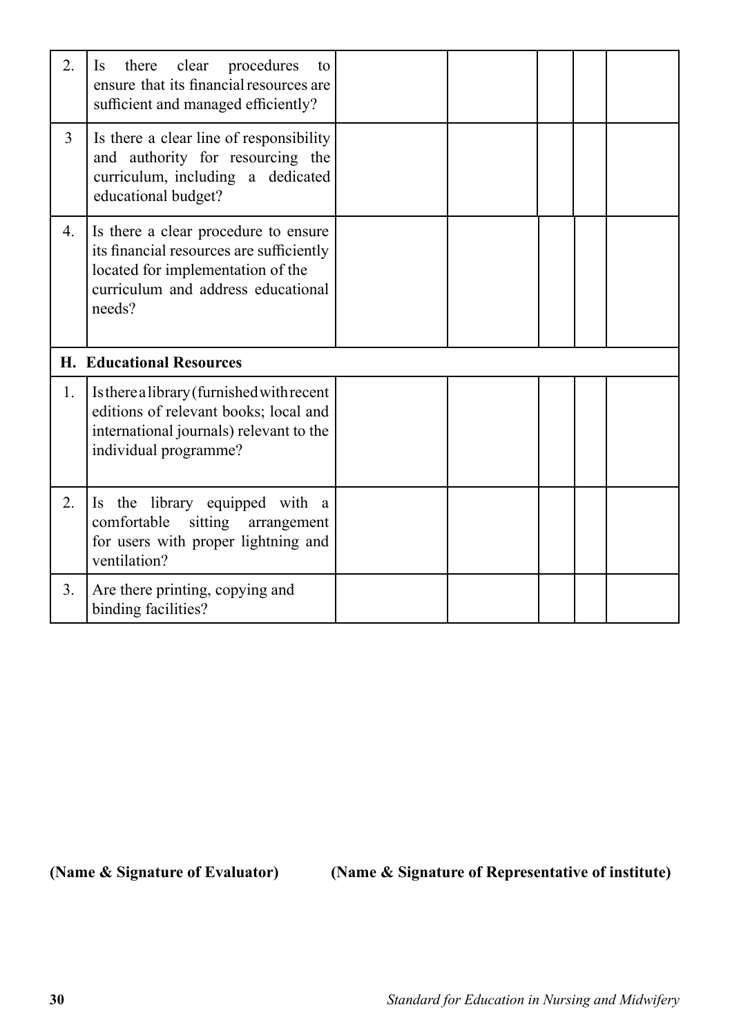| | | | | | | |
|---|---|---|---|---|---|---|
| 2. | Is there clear procedures to ensure that its financial resources are sufficient and managed efficiently? | | | | | |
| 3 | Is there a clear line of responsibility and authority for resourcing the curriculum, including a dedicated educational budget? | | | | | |
| 4. | Is there a clear procedure to ensure its financial resources are sufficiently located for implementation of the curriculum and address educational needs? | | | | | |
| **H.** | **Educational Resources** | | | | | |
| 1. | Is there a library (furnished with recent editions of relevant books; local and international journals) relevant to the individual programme? | | | | | |
| 2. | Is the library equipped with a comfortable sitting arrangement for users with proper lightning and ventilation? | | | | | |
| 3. | Are there printing, copying and binding facilities? | | | | | |

**(Name & Signature of Evaluator)** **(Name & Signature of Representative of institute)**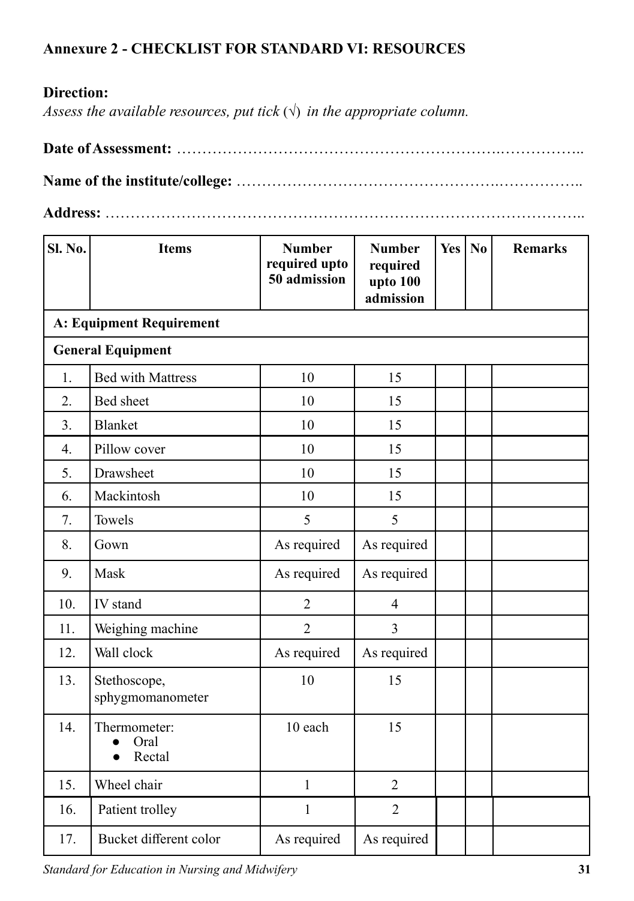**Annexure 2 - CHECKLIST FOR STANDARD VI: RESOURCES**

**Direction:**

*Assess the available resources, put tick (√) in the appropriate column.*

**Date of Assessment:** ……………………………………………………….……………..

**Name of the institute/college:** …………………………………………….……………..

**Address:** ……………………………………………………………………………………..

| Sl. No. | Items | Number required upto 50 admission | Number required upto 100 admission | Yes | No | Remarks |
|---|---|---|---|---|---|---|
| **A: Equipment Requirement** | | | | | | |
| **General Equipment** | | | | | | |
| 1. | Bed with Mattress | 10 | 15 | | | |
| 2. | Bed sheet | 10 | 15 | | | |
| 3. | Blanket | 10 | 15 | | | |
| 4. | Pillow cover | 10 | 15 | | | |
| 5. | Drawsheet | 10 | 15 | | | |
| 6. | Mackintosh | 10 | 15 | | | |
| 7. | Towels | 5 | 5 | | | |
| 8. | Gown | As required | As required | | | |
| 9. | Mask | As required | As required | | | |
| 10. | IV stand | 2 | 4 | | | |
| 11. | Weighing machine | 2 | 3 | | | |
| 12. | Wall clock | As required | As required | | | |
| 13. | Stethoscope, sphygmomanometer | 10 | 15 | | | |
| 14. | Thermometer: <br>● Oral <br>● Rectal | 10 each | 15 | | | |
| 15. | Wheel chair | 1 | 2 | | | |
| 16. | Patient trolley | 1 | 2 | | | |
| 17. | Bucket different color | As required | As required | | | |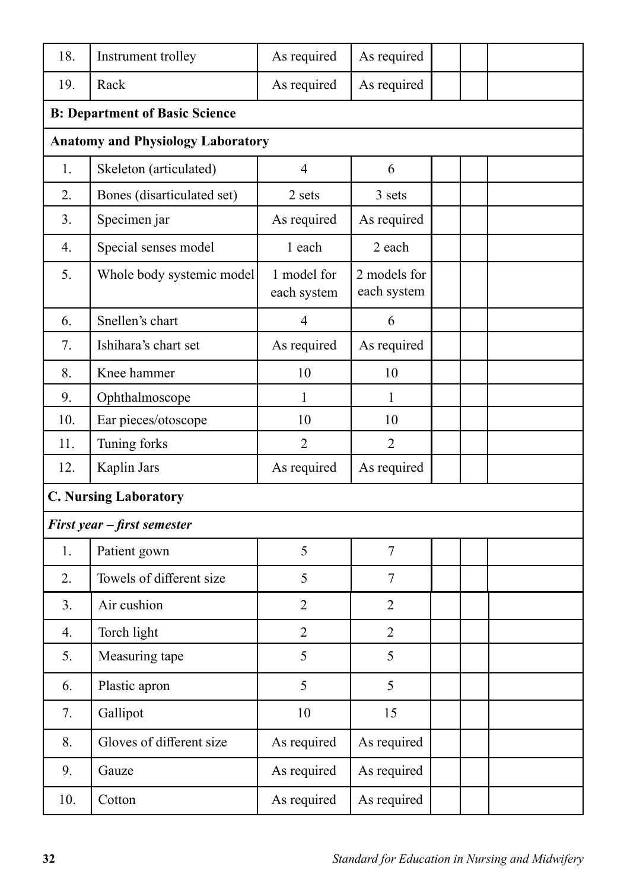| | | | | | | |
|---|---|---|---|---|---|---|
| 18. | Instrument trolley | As required | As required | | | |
| 19. | Rack | As required | As required | | | |
| **B: Department of Basic Science** | | | | | | |
| **Anatomy and Physiology Laboratory** | | | | | | |
| 1. | Skeleton (articulated) | 4 | 6 | | | |
| 2. | Bones (disarticulated set) | 2 sets | 3 sets | | | |
| 3. | Specimen jar | As required | As required | | | |
| 4. | Special senses model | 1 each | 2 each | | | |
| 5. | Whole body systemic model | 1 model for each system | 2 models for each system | | | |
| 6. | Snellen's chart | 4 | 6 | | | |
| 7. | Ishihara's chart set | As required | As required | | | |
| 8. | Knee hammer | 10 | 10 | | | |
| 9. | Ophthalmoscope | 1 | 1 | | | |
| 10. | Ear pieces/otoscope | 10 | 10 | | | |
| 11. | Tuning forks | 2 | 2 | | | |
| 12. | Kaplin Jars | As required | As required | | | |
| **C. Nursing Laboratory** | | | | | | |
| ***First year – first semester*** | | | | | | |
| 1. | Patient gown | 5 | 7 | | | |
| 2. | Towels of different size | 5 | 7 | | | |
| 3. | Air cushion | 2 | 2 | | | |
| 4. | Torch light | 2 | 2 | | | |
| 5. | Measuring tape | 5 | 5 | | | |
| 6. | Plastic apron | 5 | 5 | | | |
| 7. | Gallipot | 10 | 15 | | | |
| 8. | Gloves of different size | As required | As required | | | |
| 9. | Gauze | As required | As required | | | |
| 10. | Cotton | As required | As required | | | |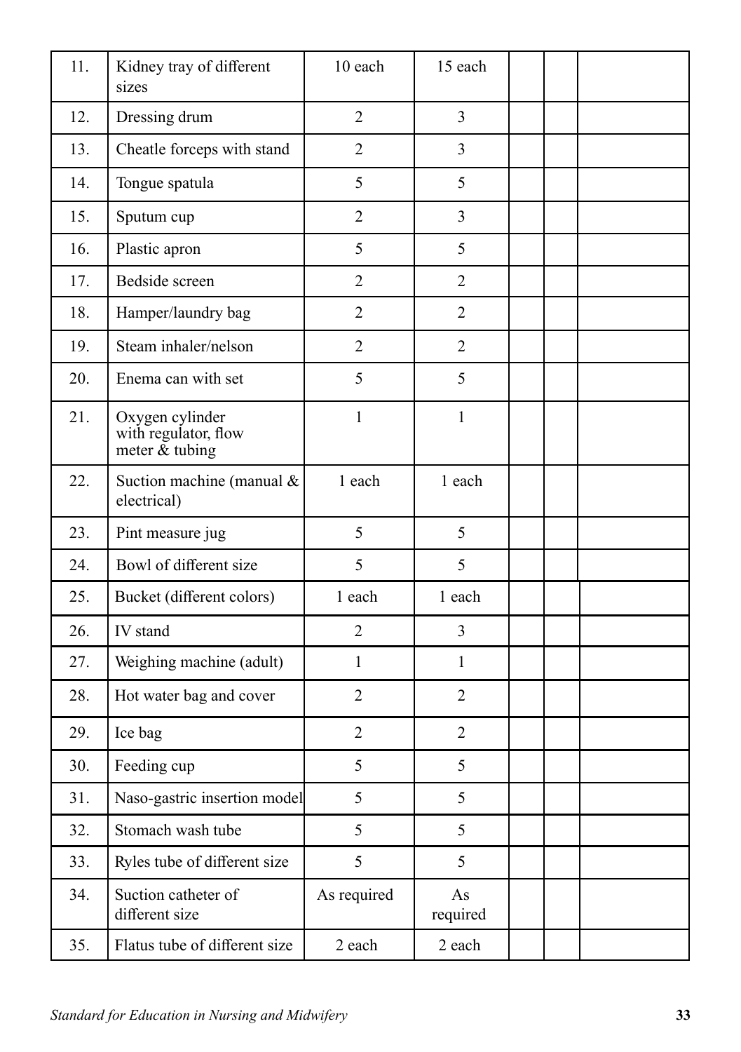| | | | | | | |
|---|---|---|---|---|---|---|
| 11. | Kidney tray of different sizes | 10 each | 15 each | | | |
| 12. | Dressing drum | 2 | 3 | | | |
| 13. | Cheatle forceps with stand | 2 | 3 | | | |
| 14. | Tongue spatula | 5 | 5 | | | |
| 15. | Sputum cup | 2 | 3 | | | |
| 16. | Plastic apron | 5 | 5 | | | |
| 17. | Bedside screen | 2 | 2 | | | |
| 18. | Hamper/laundry bag | 2 | 2 | | | |
| 19. | Steam inhaler/nelson | 2 | 2 | | | |
| 20. | Enema can with set | 5 | 5 | | | |
| 21. | Oxygen cylinder with regulator, flow meter & tubing | 1 | 1 | | | |
| 22. | Suction machine (manual & electrical) | 1 each | 1 each | | | |
| 23. | Pint measure jug | 5 | 5 | | | |
| 24. | Bowl of different size | 5 | 5 | | | |
| 25. | Bucket (different colors) | 1 each | 1 each | | | |
| 26. | IV stand | 2 | 3 | | | |
| 27. | Weighing machine (adult) | 1 | 1 | | | |
| 28. | Hot water bag and cover | 2 | 2 | | | |
| 29. | Ice bag | 2 | 2 | | | |
| 30. | Feeding cup | 5 | 5 | | | |
| 31. | Naso-gastric insertion model | 5 | 5 | | | |
| 32. | Stomach wash tube | 5 | 5 | | | |
| 33. | Ryles tube of different size | 5 | 5 | | | |
| 34. | Suction catheter of different size | As required | As required | | | |
| 35. | Flatus tube of different size | 2 each | 2 each | | | |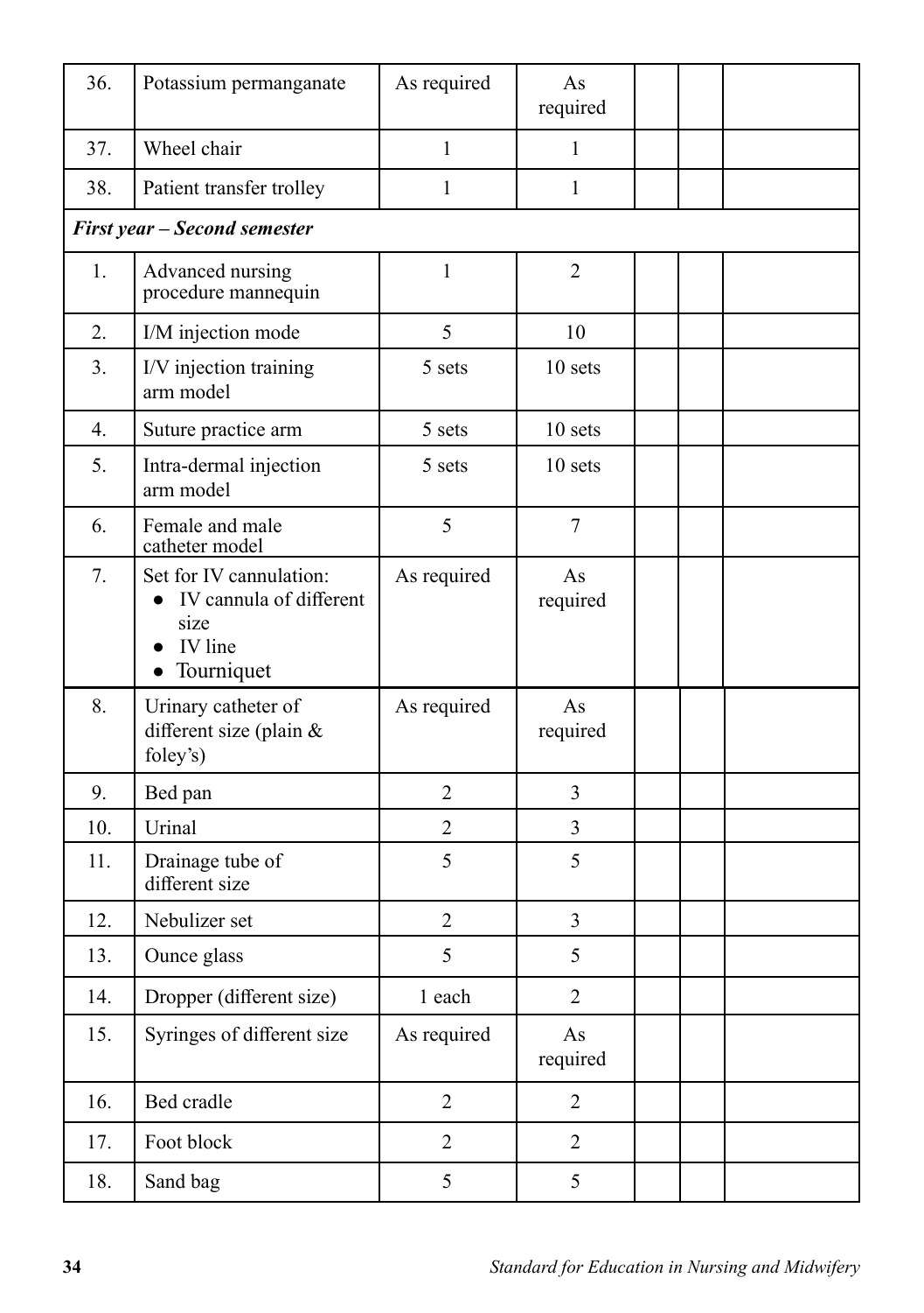| | | | | | | |
|---|---|---|---|---|---|---|
| 36. | Potassium permanganate | As required | As required | | | |
| 37. | Wheel chair | 1 | 1 | | | |
| 38. | Patient transfer trolley | 1 | 1 | | | |
| ***First year – Second semester*** | | | | | | |
| 1. | Advanced nursing procedure mannequin | 1 | 2 | | | |
| 2. | I/M injection mode | 5 | 10 | | | |
| 3. | I/V injection training arm model | 5 sets | 10 sets | | | |
| 4. | Suture practice arm | 5 sets | 10 sets | | | |
| 5. | Intra-dermal injection arm model | 5 sets | 10 sets | | | |
| 6. | Female and male catheter model | 5 | 7 | | | |
| 7. | Set for IV cannulation: <br>• IV cannula of different size <br>• IV line <br>• Tourniquet | As required | As required | | | |
| 8. | Urinary catheter of different size (plain & foley's) | As required | As required | | | |
| 9. | Bed pan | 2 | 3 | | | |
| 10. | Urinal | 2 | 3 | | | |
| 11. | Drainage tube of different size | 5 | 5 | | | |
| 12. | Nebulizer set | 2 | 3 | | | |
| 13. | Ounce glass | 5 | 5 | | | |
| 14. | Dropper (different size) | 1 each | 2 | | | |
| 15. | Syringes of different size | As required | As required | | | |
| 16. | Bed cradle | 2 | 2 | | | |
| 17. | Foot block | 2 | 2 | | | |
| 18. | Sand bag | 5 | 5 | | | |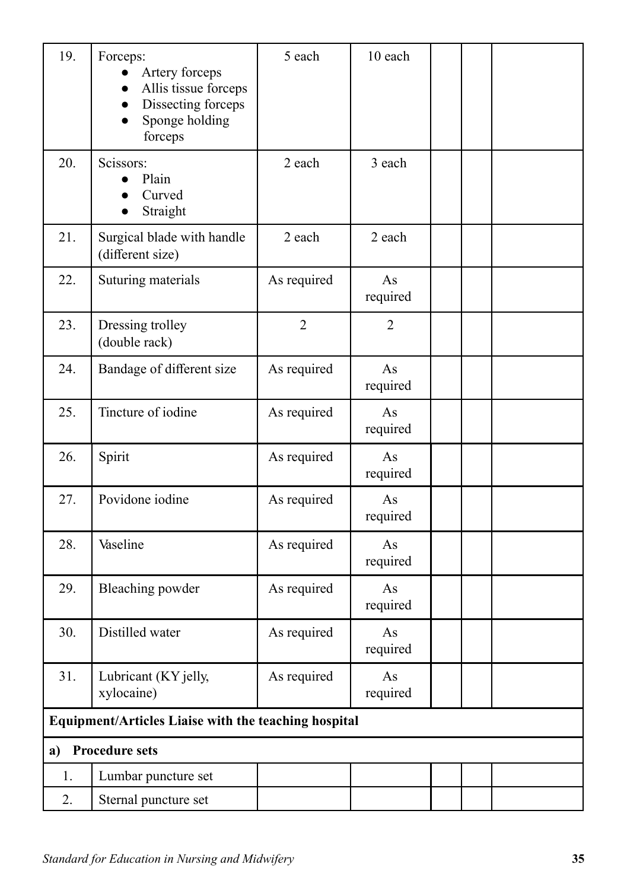| 19. | Forceps:<br>● Artery forceps<br>● Allis tissue forceps<br>● Dissecting forceps<br>● Sponge holding forceps | 5 each | 10 each | | | |
|---|---|---|---|---|---|---|
| 20. | Scissors:<br>● Plain<br>● Curved<br>● Straight | 2 each | 3 each | | | |
| 21. | Surgical blade with handle (different size) | 2 each | 2 each | | | |
| 22. | Suturing materials | As required | As required | | | |
| 23. | Dressing trolley (double rack) | 2 | 2 | | | |
| 24. | Bandage of different size | As required | As required | | | |
| 25. | Tincture of iodine | As required | As required | | | |
| 26. | Spirit | As required | As required | | | |
| 27. | Povidone iodine | As required | As required | | | |
| 28. | Vaseline | As required | As required | | | |
| 29. | Bleaching powder | As required | As required | | | |
| 30. | Distilled water | As required | As required | | | |
| 31. | Lubricant (KY jelly, xylocaine) | As required | As required | | | |
| **Equipment/Articles Liaise with the teaching hospital** | | | | | | |
| **a) Procedure sets** | | | | | | |
| 1. | Lumbar puncture set | | | | | |
| 2. | Sternal puncture set | | | | | |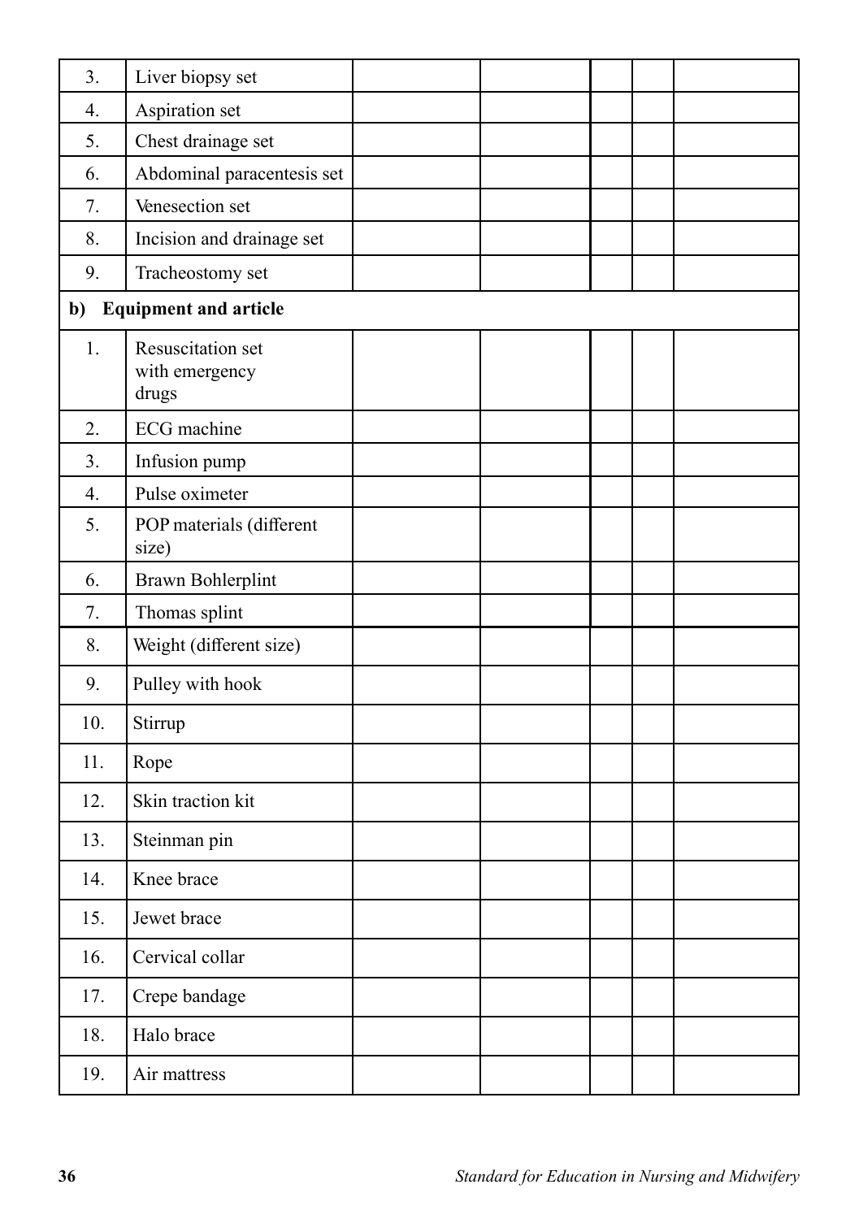| | | | | | | |
|---|---|---|---|---|---|---|
| 3. | Liver biopsy set | | | | | |
| 4. | Aspiration set | | | | | |
| 5. | Chest drainage set | | | | | |
| 6. | Abdominal paracentesis set | | | | | |
| 7. | Venesection set | | | | | |
| 8. | Incision and drainage set | | | | | |
| 9. | Tracheostomy set | | | | | |
| **b) Equipment and article** | | | | | | |
| 1. | Resuscitation set with emergency drugs | | | | | |
| 2. | ECG machine | | | | | |
| 3. | Infusion pump | | | | | |
| 4. | Pulse oximeter | | | | | |
| 5. | POP materials (different size) | | | | | |
| 6. | Brawn Bohlerplint | | | | | |
| 7. | Thomas splint | | | | | |
| 8. | Weight (different size) | | | | | |
| 9. | Pulley with hook | | | | | |
| 10. | Stirrup | | | | | |
| 11. | Rope | | | | | |
| 12. | Skin traction kit | | | | | |
| 13. | Steinman pin | | | | | |
| 14. | Knee brace | | | | | |
| 15. | Jewet brace | | | | | |
| 16. | Cervical collar | | | | | |
| 17. | Crepe bandage | | | | | |
| 18. | Halo brace | | | | | |
| 19. | Air mattress | | | | | |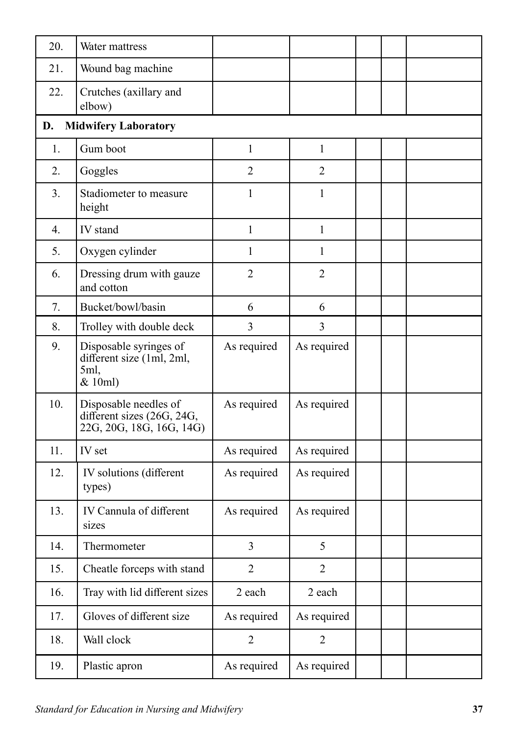| | | | | | | |
|---|---|---|---|---|---|---|
| 20. | Water mattress | | | | | |
| 21. | Wound bag machine | | | | | |
| 22. | Crutches (axillary and elbow) | | | | | |
| **D.** | **Midwifery Laboratory** | | | | | |
| 1. | Gum boot | 1 | 1 | | | |
| 2. | Goggles | 2 | 2 | | | |
| 3. | Stadiometer to measure height | 1 | 1 | | | |
| 4. | IV stand | 1 | 1 | | | |
| 5. | Oxygen cylinder | 1 | 1 | | | |
| 6. | Dressing drum with gauze and cotton | 2 | 2 | | | |
| 7. | Bucket/bowl/basin | 6 | 6 | | | |
| 8. | Trolley with double deck | 3 | 3 | | | |
| 9. | Disposable syringes of different size (1ml, 2ml, 5ml, & 10ml) | As required | As required | | | |
| 10. | Disposable needles of different sizes (26G, 24G, 22G, 20G, 18G, 16G, 14G) | As required | As required | | | |
| 11. | IV set | As required | As required | | | |
| 12. | IV solutions (different types) | As required | As required | | | |
| 13. | IV Cannula of different sizes | As required | As required | | | |
| 14. | Thermometer | 3 | 5 | | | |
| 15. | Cheatle forceps with stand | 2 | 2 | | | |
| 16. | Tray with lid different sizes | 2 each | 2 each | | | |
| 17. | Gloves of different size | As required | As required | | | |
| 18. | Wall clock | 2 | 2 | | | |
| 19. | Plastic apron | As required | As required | | | |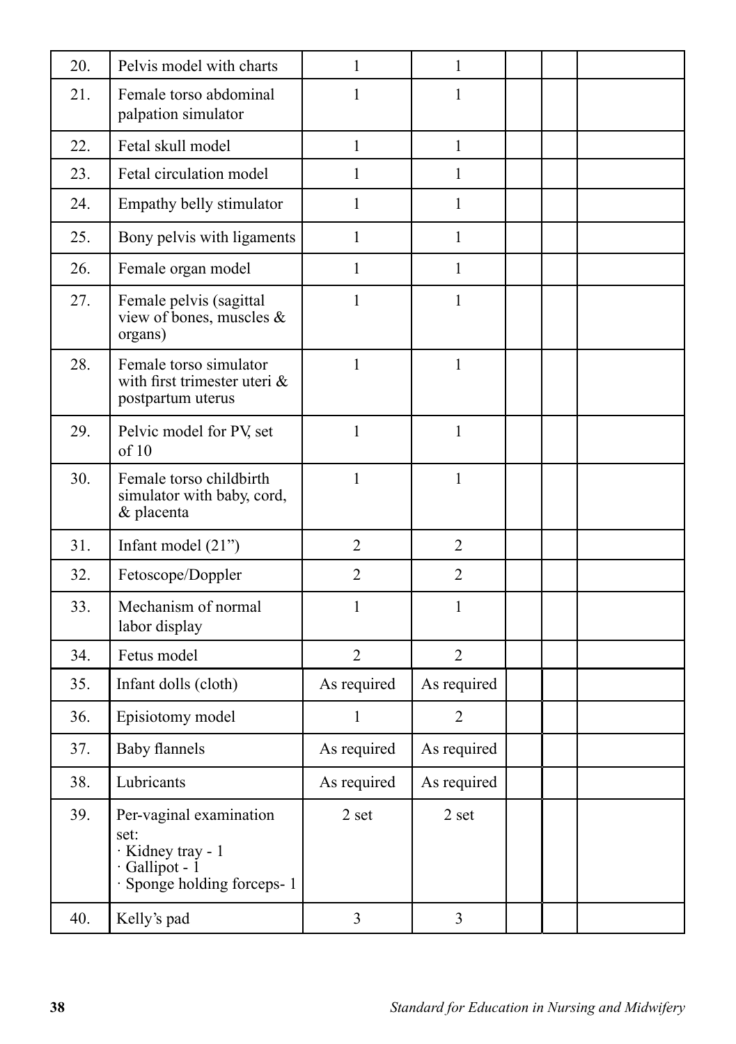| | | | | | | |
|---|---|---|---|---|---|---|
| 20. | Pelvis model with charts | 1 | 1 | | | |
| 21. | Female torso abdominal palpation simulator | 1 | 1 | | | |
| 22. | Fetal skull model | 1 | 1 | | | |
| 23. | Fetal circulation model | 1 | 1 | | | |
| 24. | Empathy belly stimulator | 1 | 1 | | | |
| 25. | Bony pelvis with ligaments | 1 | 1 | | | |
| 26. | Female organ model | 1 | 1 | | | |
| 27. | Female pelvis (sagittal view of bones, muscles & organs) | 1 | 1 | | | |
| 28. | Female torso simulator with first trimester uteri & postpartum uterus | 1 | 1 | | | |
| 29. | Pelvic model for PV, set of 10 | 1 | 1 | | | |
| 30. | Female torso childbirth simulator with baby, cord, & placenta | 1 | 1 | | | |
| 31. | Infant model (21") | 2 | 2 | | | |
| 32. | Fetoscope/Doppler | 2 | 2 | | | |
| 33. | Mechanism of normal labor display | 1 | 1 | | | |
| 34. | Fetus model | 2 | 2 | | | |
| 35. | Infant dolls (cloth) | As required | As required | | | |
| 36. | Episiotomy model | 1 | 2 | | | |
| 37. | Baby flannels | As required | As required | | | |
| 38. | Lubricants | As required | As required | | | |
| 39. | Per-vaginal examination set:<br>· Kidney tray - 1<br>· Gallipot - 1<br>· Sponge holding forceps- 1 | 2 set | 2 set | | | |
| 40. | Kelly's pad | 3 | 3 | | | |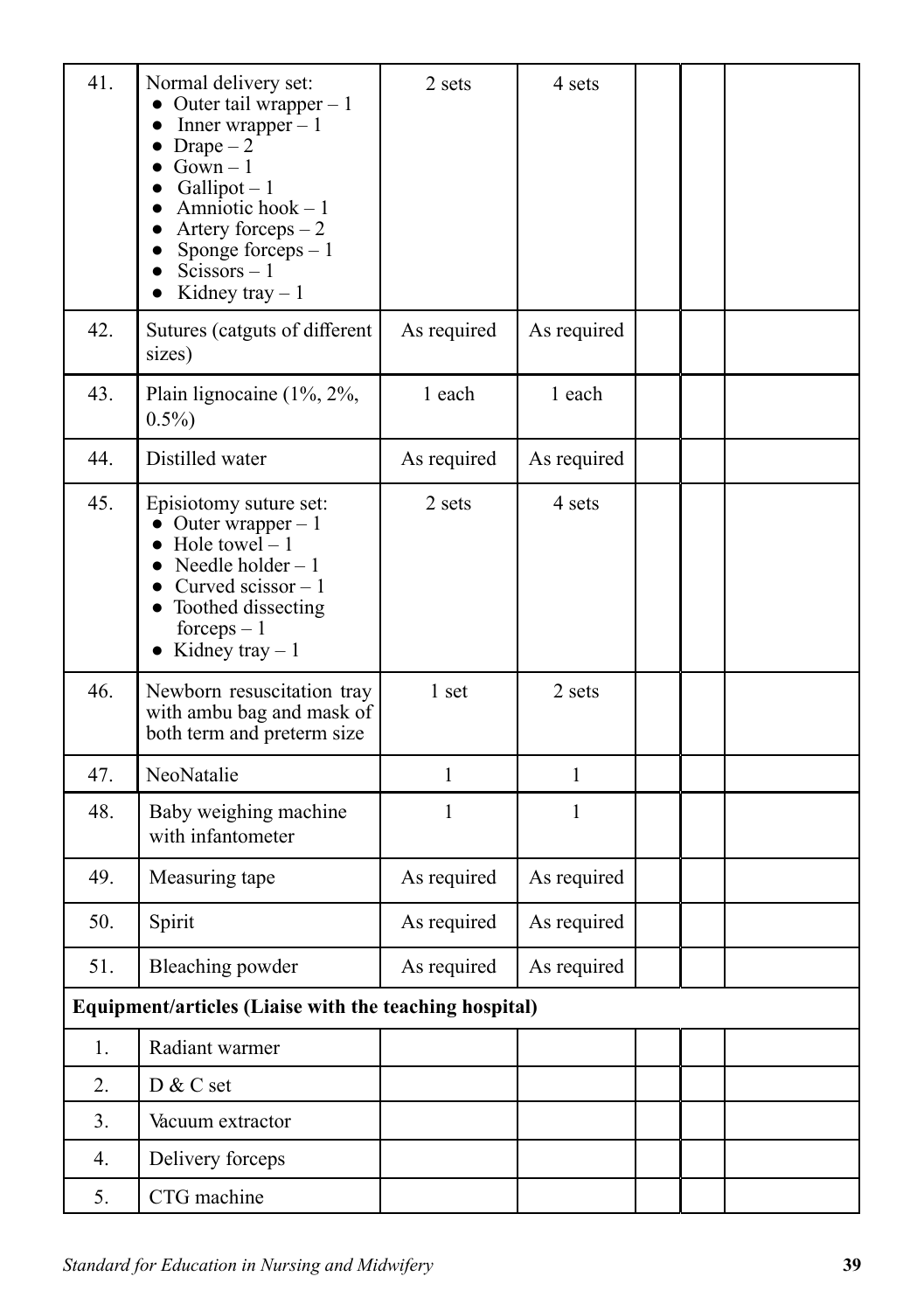| | | | | | | |
|---|---|---|---|---|---|---|
| 41. | Normal delivery set:<br>● Outer tail wrapper – 1<br>● Inner wrapper – 1<br>● Drape – 2<br>● Gown – 1<br>● Gallipot – 1<br>● Amniotic hook – 1<br>● Artery forceps – 2<br>● Sponge forceps – 1<br>● Scissors – 1<br>● Kidney tray – 1 | 2 sets | 4 sets | | | |
| 42. | Sutures (catguts of different sizes) | As required | As required | | | |
| 43. | Plain lignocaine (1%, 2%, 0.5%) | 1 each | 1 each | | | |
| 44. | Distilled water | As required | As required | | | |
| 45. | Episiotomy suture set:<br>● Outer wrapper – 1<br>● Hole towel – 1<br>● Needle holder – 1<br>● Curved scissor – 1<br>● Toothed dissecting forceps – 1<br>● Kidney tray – 1 | 2 sets | 4 sets | | | |
| 46. | Newborn resuscitation tray with ambu bag and mask of both term and preterm size | 1 set | 2 sets | | | |
| 47. | NeoNatalie | 1 | 1 | | | |
| 48. | Baby weighing machine with infantometer | 1 | 1 | | | |
| 49. | Measuring tape | As required | As required | | | |
| 50. | Spirit | As required | As required | | | |
| 51. | Bleaching powder | As required | As required | | | |
| **Equipment/articles (Liaise with the teaching hospital)** | | | | | | |
| 1. | Radiant warmer | | | | | |
| 2. | D & C set | | | | | |
| 3. | Vacuum extractor | | | | | |
| 4. | Delivery forceps | | | | | |
| 5. | CTG machine | | | | | |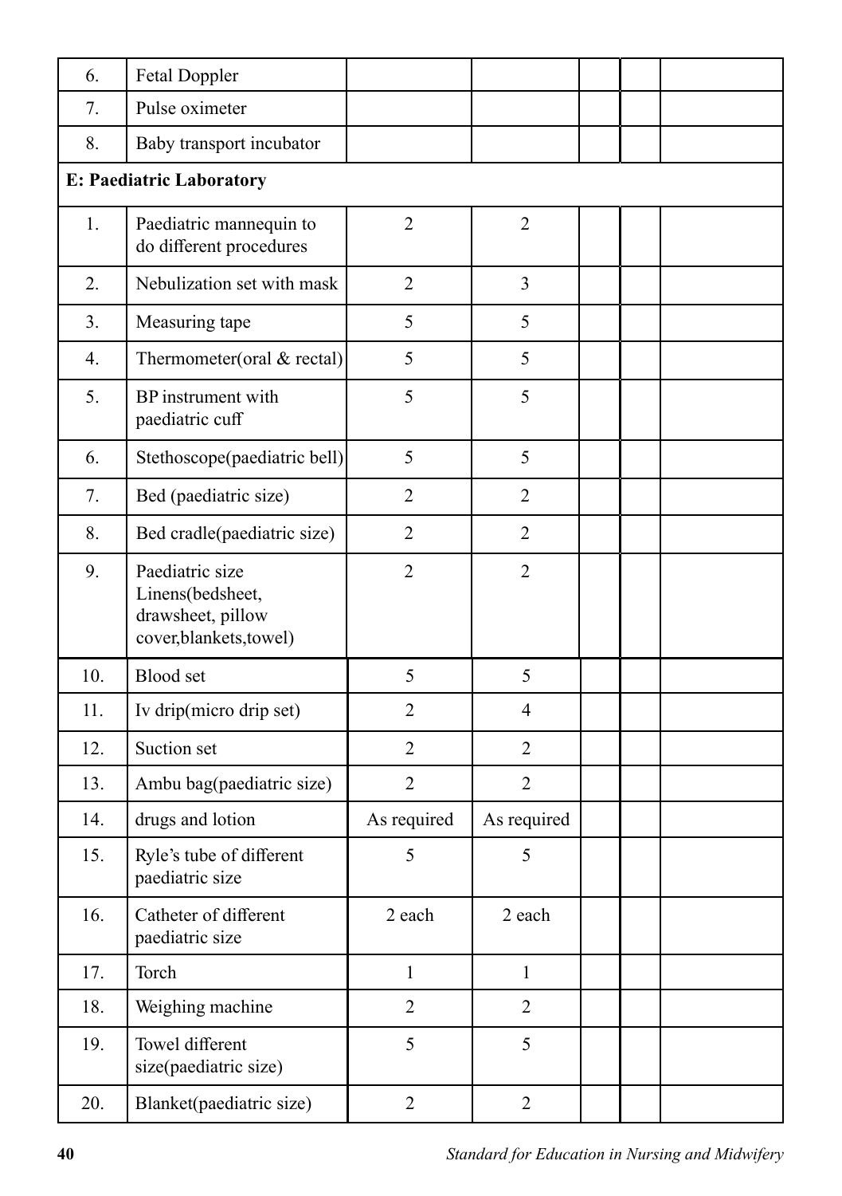| | | | | | | |
|---|---|---|---|---|---|---|
| 6. | Fetal Doppler | | | | | |
| 7. | Pulse oximeter | | | | | |
| 8. | Baby transport incubator | | | | | |
| **E: Paediatric Laboratory** | | | | | | |
| 1. | Paediatric mannequin to do different procedures | 2 | 2 | | | |
| 2. | Nebulization set with mask | 2 | 3 | | | |
| 3. | Measuring tape | 5 | 5 | | | |
| 4. | Thermometer(oral & rectal) | 5 | 5 | | | |
| 5. | BP instrument with paediatric cuff | 5 | 5 | | | |
| 6. | Stethoscope(paediatric bell) | 5 | 5 | | | |
| 7. | Bed (paediatric size) | 2 | 2 | | | |
| 8. | Bed cradle(paediatric size) | 2 | 2 | | | |
| 9. | Paediatric size Linens(bedsheet, drawsheet, pillow cover,blankets,towel) | 2 | 2 | | | |
| 10. | Blood set | 5 | 5 | | | |
| 11. | Iv drip(micro drip set) | 2 | 4 | | | |
| 12. | Suction set | 2 | 2 | | | |
| 13. | Ambu bag(paediatric size) | 2 | 2 | | | |
| 14. | drugs and lotion | As required | As required | | | |
| 15. | Ryle's tube of different paediatric size | 5 | 5 | | | |
| 16. | Catheter of different paediatric size | 2 each | 2 each | | | |
| 17. | Torch | 1 | 1 | | | |
| 18. | Weighing machine | 2 | 2 | | | |
| 19. | Towel different size(paediatric size) | 5 | 5 | | | |
| 20. | Blanket(paediatric size) | 2 | 2 | | | |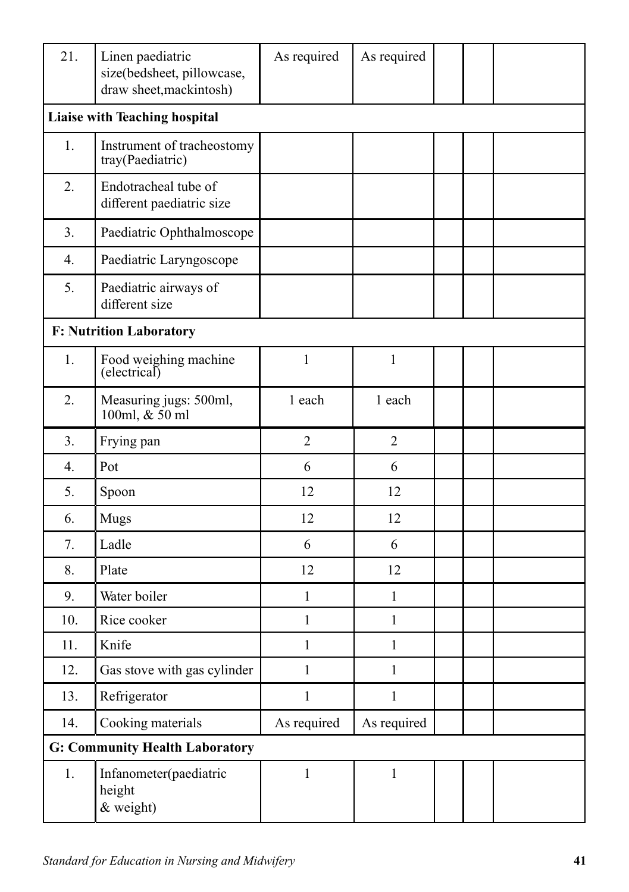| | | | | | | |
|---|---|---|---|---|---|---|
| 21. | Linen paediatric size(bedsheet, pillowcase, draw sheet,mackintosh) | As required | As required | | | |
| **Liaise with Teaching hospital** | | | | | | |
| 1. | Instrument of tracheostomy tray(Paediatric) | | | | | |
| 2. | Endotracheal tube of different paediatric size | | | | | |
| 3. | Paediatric Ophthalmoscope | | | | | |
| 4. | Paediatric Laryngoscope | | | | | |
| 5. | Paediatric airways of different size | | | | | |
| **F: Nutrition Laboratory** | | | | | | |
| 1. | Food weighing machine (electrical) | 1 | 1 | | | |
| 2. | Measuring jugs: 500ml, 100ml, & 50 ml | 1 each | 1 each | | | |
| 3. | Frying pan | 2 | 2 | | | |
| 4. | Pot | 6 | 6 | | | |
| 5. | Spoon | 12 | 12 | | | |
| 6. | Mugs | 12 | 12 | | | |
| 7. | Ladle | 6 | 6 | | | |
| 8. | Plate | 12 | 12 | | | |
| 9. | Water boiler | 1 | 1 | | | |
| 10. | Rice cooker | 1 | 1 | | | |
| 11. | Knife | 1 | 1 | | | |
| 12. | Gas stove with gas cylinder | 1 | 1 | | | |
| 13. | Refrigerator | 1 | 1 | | | |
| 14. | Cooking materials | As required | As required | | | |
| **G: Community Health Laboratory** | | | | | | |
| 1. | Infanometer(paediatric height & weight) | 1 | 1 | | | |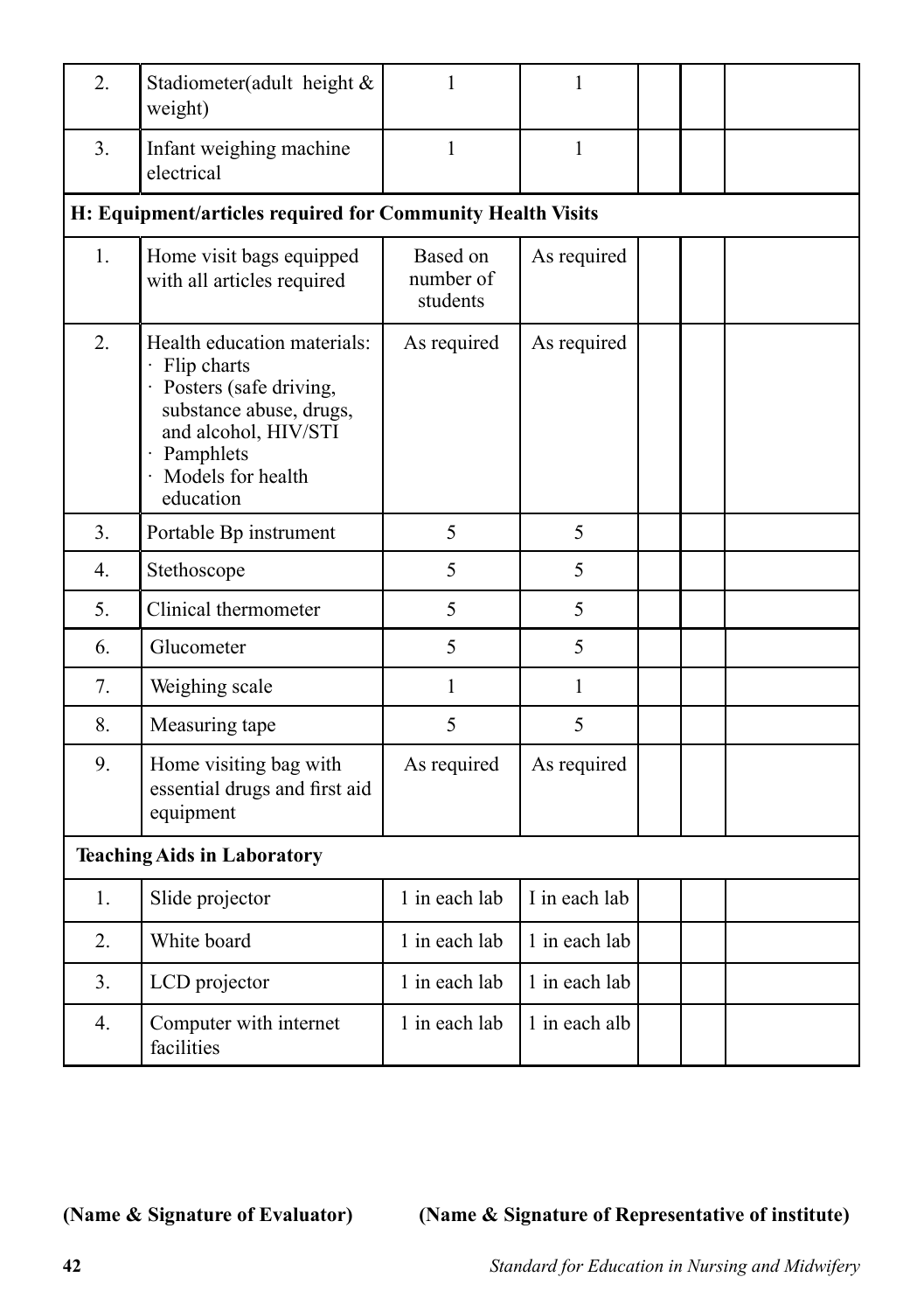| | | | | | | |
|---|---|---|---|---|---|---|
| 2. | Stadiometer(adult height & weight) | 1 | 1 | | | |
| 3. | Infant weighing machine electrical | 1 | 1 | | | |
| **H: Equipment/articles required for Community Health Visits** | | | | | | |
| 1. | Home visit bags equipped with all articles required | Based on number of students | As required | | | |
| 2. | Health education materials:<br>· Flip charts<br>· Posters (safe driving, substance abuse, drugs, and alcohol, HIV/STI<br>· Pamphlets<br>· Models for health education | As required | As required | | | |
| 3. | Portable Bp instrument | 5 | 5 | | | |
| 4. | Stethoscope | 5 | 5 | | | |
| 5. | Clinical thermometer | 5 | 5 | | | |
| 6. | Glucometer | 5 | 5 | | | |
| 7. | Weighing scale | 1 | 1 | | | |
| 8. | Measuring tape | 5 | 5 | | | |
| 9. | Home visiting bag with essential drugs and first aid equipment | As required | As required | | | |
| **Teaching Aids in Laboratory** | | | | | | |
| 1. | Slide projector | 1 in each lab | I in each lab | | | |
| 2. | White board | 1 in each lab | 1 in each lab | | | |
| 3. | LCD projector | 1 in each lab | 1 in each lab | | | |
| 4. | Computer with internet facilities | 1 in each lab | 1 in each alb | | | |

**(Name & Signature of Evaluator)** **(Name & Signature of Representative of institute)**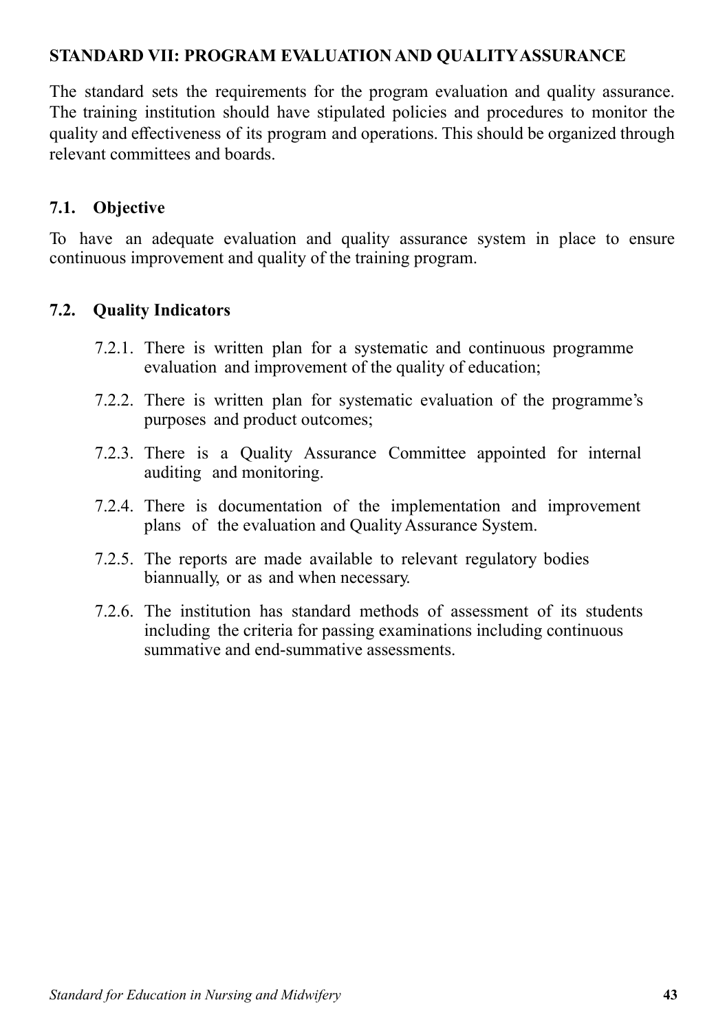## STANDARD VII: PROGRAM EVALUATION AND QUALITY ASSURANCE

The standard sets the requirements for the program evaluation and quality assurance. The training institution should have stipulated policies and procedures to monitor the quality and effectiveness of its program and operations. This should be organized through relevant committees and boards.

### 7.1. Objective

To have an adequate evaluation and quality assurance system in place to ensure continuous improvement and quality of the training program.

### 7.2. Quality Indicators

- 7.2.1. There is written plan for a systematic and continuous programme evaluation and improvement of the quality of education;
- 7.2.2. There is written plan for systematic evaluation of the programme's purposes and product outcomes;
- 7.2.3. There is a Quality Assurance Committee appointed for internal auditing and monitoring.
- 7.2.4. There is documentation of the implementation and improvement plans of the evaluation and Quality Assurance System.
- 7.2.5. The reports are made available to relevant regulatory bodies biannually, or as and when necessary.
- 7.2.6. The institution has standard methods of assessment of its students including the criteria for passing examinations including continuous summative and end-summative assessments.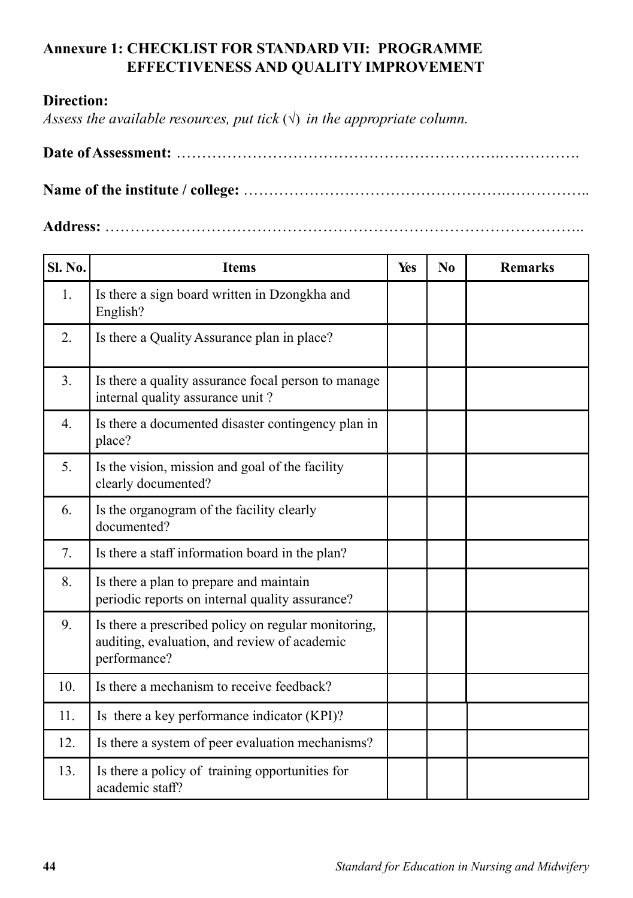**Annexure 1: CHECKLIST FOR STANDARD VII: PROGRAMME EFFECTIVENESS AND QUALITY IMPROVEMENT**

**Direction:**

*Assess the available resources, put tick (√) in the appropriate column.*

**Date of Assessment:** ……………………………………………………….…………….

**Name of the institute / college:** ………………………………………….……………..

**Address:** ………………………………………………………………………………..

| Sl. No. | Items | Yes | No | Remarks |
|---|---|---|---|---|
| 1. | Is there a sign board written in Dzongkha and English? | | | |
| 2. | Is there a Quality Assurance plan in place? | | | |
| 3. | Is there a quality assurance focal person to manage internal quality assurance unit ? | | | |
| 4. | Is there a documented disaster contingency plan in place? | | | |
| 5. | Is the vision, mission and goal of the facility clearly documented? | | | |
| 6. | Is the organogram of the facility clearly documented? | | | |
| 7. | Is there a staff information board in the plan? | | | |
| 8. | Is there a plan to prepare and maintain periodic reports on internal quality assurance? | | | |
| 9. | Is there a prescribed policy on regular monitoring, auditing, evaluation, and review of academic performance? | | | |
| 10. | Is there a mechanism to receive feedback? | | | |
| 11. | Is there a key performance indicator (KPI)? | | | |
| 12. | Is there a system of peer evaluation mechanisms? | | | |
| 13. | Is there a policy of training opportunities for academic staff? | | | |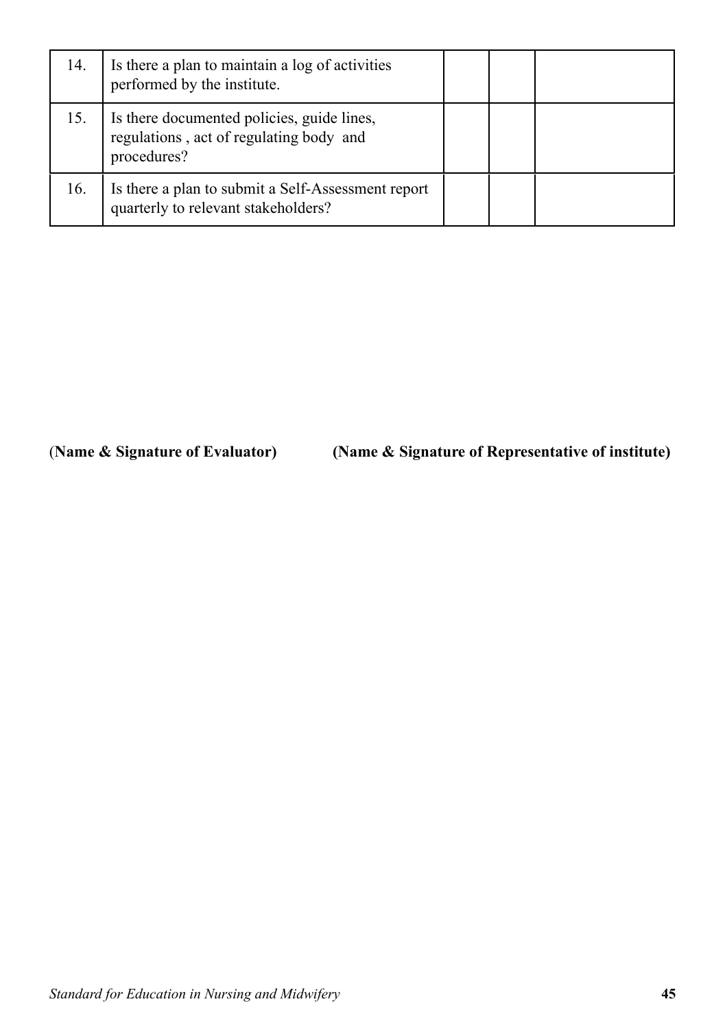| | | | | |
|---|---|---|---|---|
| 14. | Is there a plan to maintain a log of activities performed by the institute. | | | |
| 15. | Is there documented policies, guide lines, regulations , act of regulating body and procedures? | | | |
| 16. | Is there a plan to submit a Self-Assessment report quarterly to relevant stakeholders? | | | |

**(Name & Signature of Evaluator)** **(Name & Signature of Representative of institute)**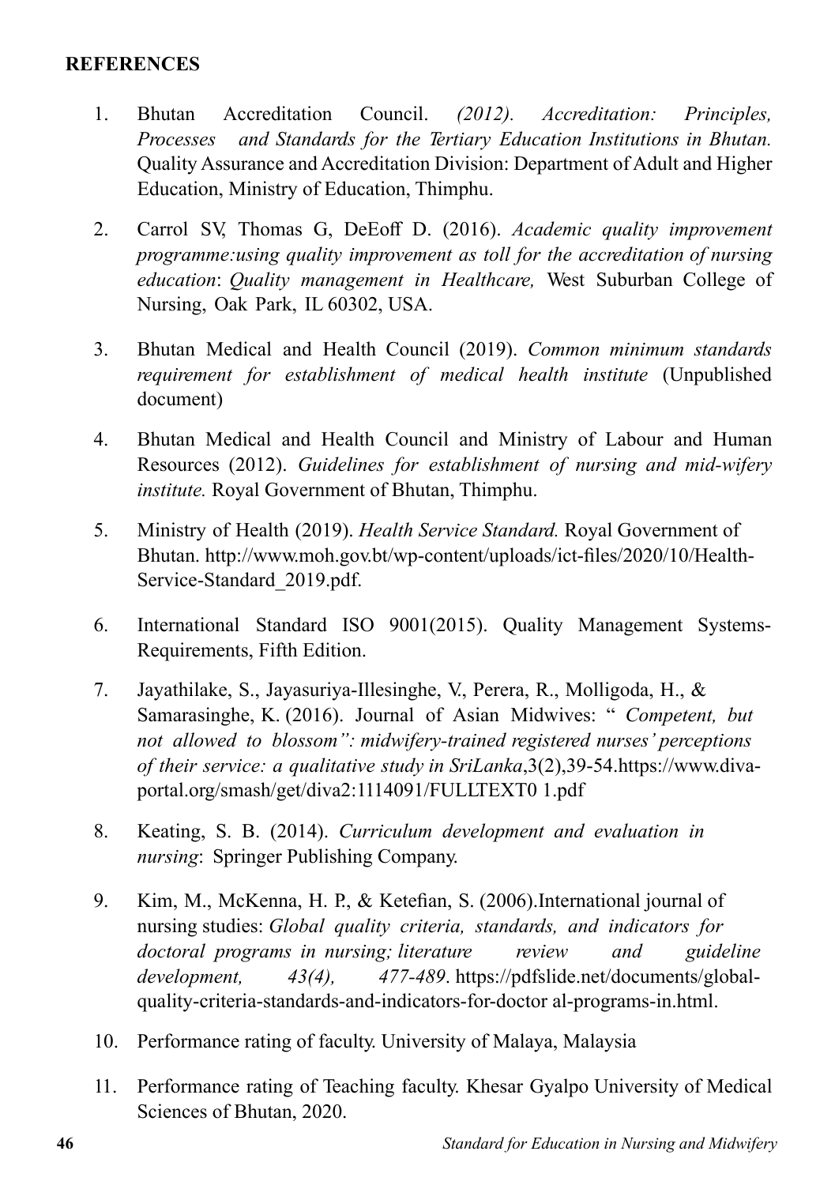**REFERENCES**

1. Bhutan Accreditation Council. *(2012). Accreditation: Principles, Processes and Standards for the Tertiary Education Institutions in Bhutan.* Quality Assurance and Accreditation Division: Department of Adult and Higher Education, Ministry of Education, Thimphu.

2. Carrol SV, Thomas G, DeEoff D. (2016). *Academic quality improvement programme:using quality improvement as toll for the accreditation of nursing education*: *Quality management in Healthcare,* West Suburban College of Nursing, Oak Park, IL 60302, USA.

3. Bhutan Medical and Health Council (2019). *Common minimum standards requirement for establishment of medical health institute* (Unpublished document)

4. Bhutan Medical and Health Council and Ministry of Labour and Human Resources (2012). *Guidelines for establishment of nursing and mid-wifery institute.* Royal Government of Bhutan, Thimphu.

5. Ministry of Health (2019). *Health Service Standard.* Royal Government of Bhutan. http://www.moh.gov.bt/wp-content/uploads/ict-files/2020/10/Health-Service-Standard_2019.pdf.

6. International Standard ISO 9001(2015). Quality Management Systems-Requirements, Fifth Edition.

7. Jayathilake, S., Jayasuriya-Illesinghe, V., Perera, R., Molligoda, H., & Samarasinghe, K. (2016). Journal of Asian Midwives: " *Competent, but not allowed to blossom": midwifery-trained registered nurses' perceptions of their service: a qualitative study in SriLanka*,3(2),39-54.https://www.diva-portal.org/smash/get/diva2:1114091/FULLTEXT0 1.pdf

8. Keating, S. B. (2014). *Curriculum development and evaluation in nursing*: Springer Publishing Company.

9. Kim, M., McKenna, H. P., & Ketefian, S. (2006).International journal of nursing studies: *Global quality criteria, standards, and indicators for doctoral programs in nursing; literature review and guideline development, 43(4), 477-489*. https://pdfslide.net/documents/global-quality-criteria-standards-and-indicators-for-doctor al-programs-in.html.

10. Performance rating of faculty. University of Malaya, Malaysia

11. Performance rating of Teaching faculty. Khesar Gyalpo University of Medical Sciences of Bhutan, 2020.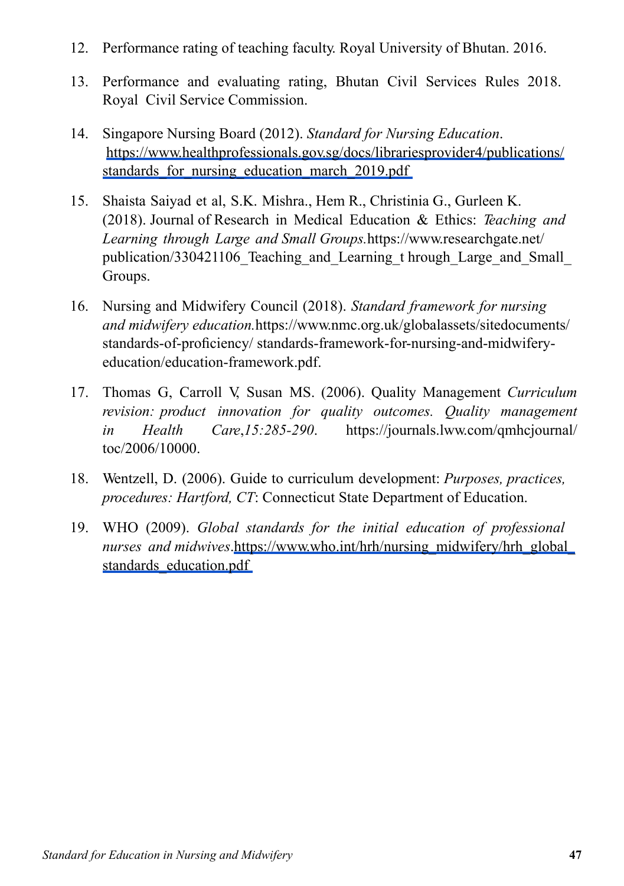12. Performance rating of teaching faculty. Royal University of Bhutan. 2016.

13. Performance and evaluating rating, Bhutan Civil Services Rules 2018. Royal Civil Service Commission.

14. Singapore Nursing Board (2012). *Standard for Nursing Education*. https://www.healthprofessionals.gov.sg/docs/librariesprovider4/publications/standards_for_nursing_education_march_2019.pdf

15. Shaista Saiyad et al, S.K. Mishra., Hem R., Christinia G., Gurleen K. (2018). Journal of Research in Medical Education & Ethics: *Teaching and Learning through Large and Small Groups.*https://www.researchgate.net/publication/330421106_Teaching_and_Learning_t hrough_Large_and_Small_Groups.

16. Nursing and Midwifery Council (2018). *Standard framework for nursing and midwifery education.*https://www.nmc.org.uk/globalassets/sitedocuments/standards-of-proficiency/ standards-framework-for-nursing-and-midwifery-education/education-framework.pdf.

17. Thomas G, Carroll V, Susan MS. (2006). Quality Management *Curriculum revision: product innovation for quality outcomes. Quality management in Health Care*,*15:285-290*. https://journals.lww.com/qmhcjournal/toc/2006/10000.

18. Wentzell, D. (2006). Guide to curriculum development: *Purposes, practices, procedures: Hartford, CT*: Connecticut State Department of Education.

19. WHO (2009). *Global standards for the initial education of professional nurses and midwives*.https://www.who.int/hrh/nursing_midwifery/hrh_global_standards_education.pdf